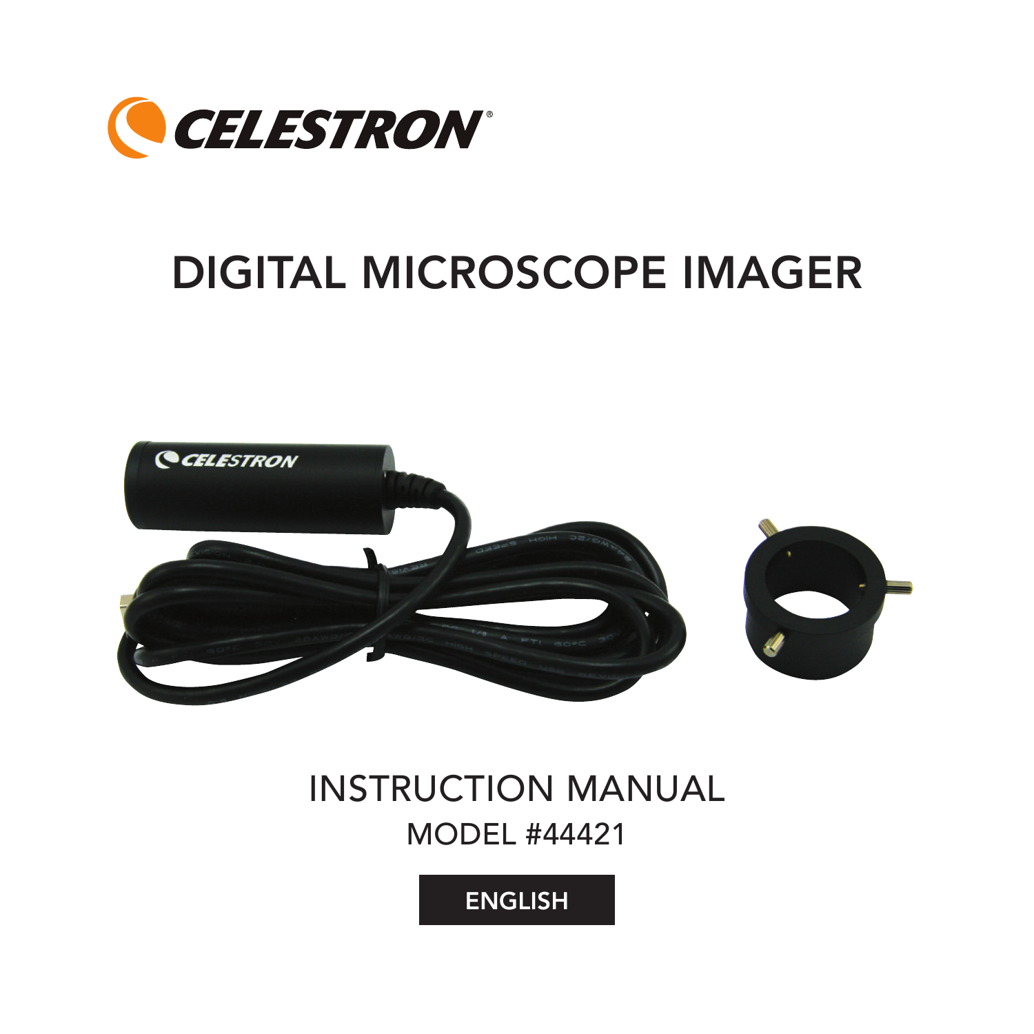CELESTRON®

# DIGITAL MICROSCOPE IMAGER

INSTRUCTION MANUAL

MODEL #44421

ENGLISH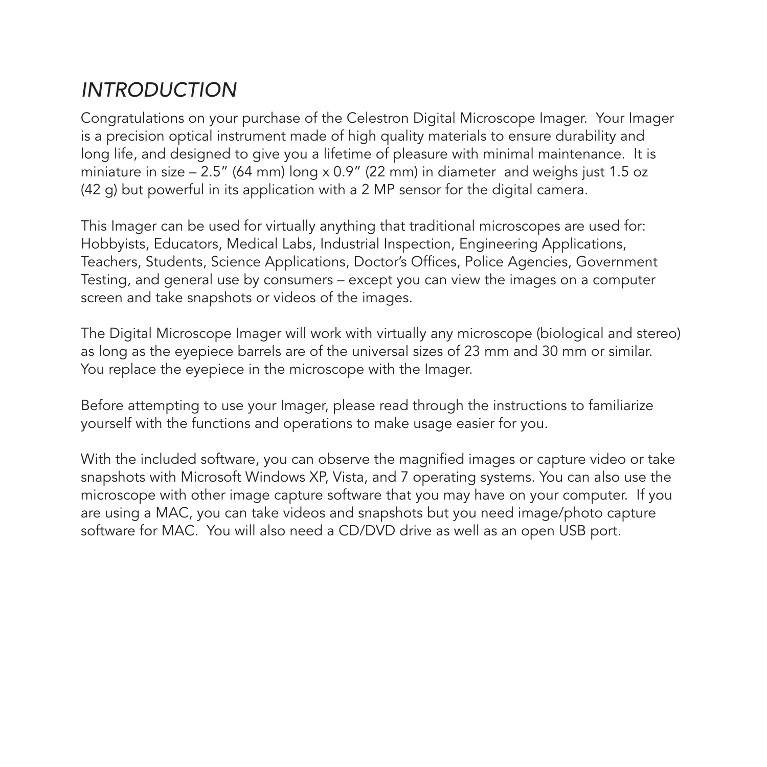# *INTRODUCTION*

Congratulations on your purchase of the Celestron Digital Microscope Imager. Your Imager is a precision optical instrument made of high quality materials to ensure durability and long life, and designed to give you a lifetime of pleasure with minimal maintenance. It is miniature in size – 2.5" (64 mm) long x 0.9" (22 mm) in diameter and weighs just 1.5 oz (42 g) but powerful in its application with a 2 MP sensor for the digital camera.

This Imager can be used for virtually anything that traditional microscopes are used for: Hobbyists, Educators, Medical Labs, Industrial Inspection, Engineering Applications, Teachers, Students, Science Applications, Doctor's Offices, Police Agencies, Government Testing, and general use by consumers – except you can view the images on a computer screen and take snapshots or videos of the images.

The Digital Microscope Imager will work with virtually any microscope (biological and stereo) as long as the eyepiece barrels are of the universal sizes of 23 mm and 30 mm or similar. You replace the eyepiece in the microscope with the Imager.

Before attempting to use your Imager, please read through the instructions to familiarize yourself with the functions and operations to make usage easier for you.

With the included software, you can observe the magnified images or capture video or take snapshots with Microsoft Windows XP, Vista, and 7 operating systems. You can also use the microscope with other image capture software that you may have on your computer. If you are using a MAC, you can take videos and snapshots but you need image/photo capture software for MAC. You will also need a CD/DVD drive as well as an open USB port.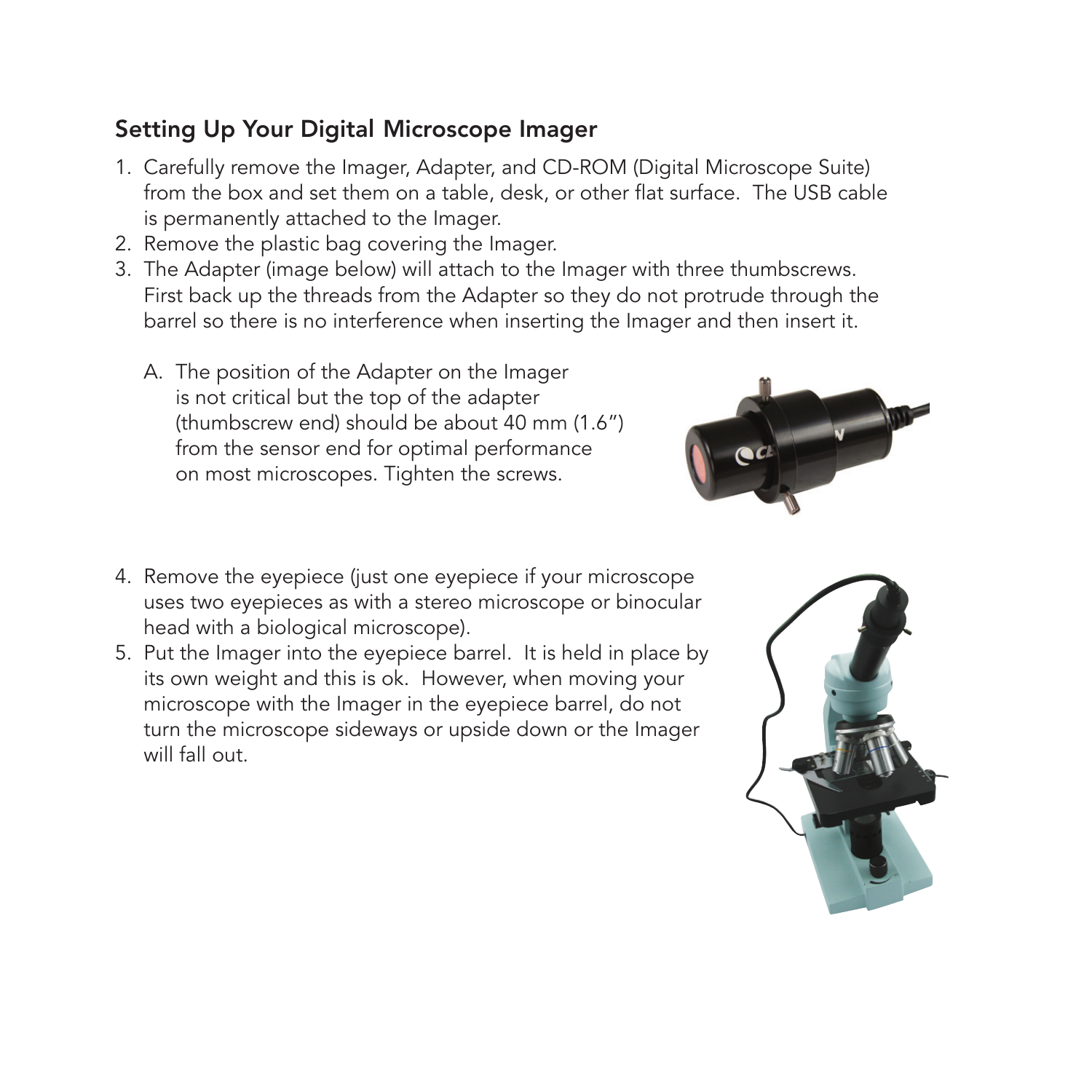## Setting Up Your Digital Microscope Imager

1. Carefully remove the Imager, Adapter, and CD-ROM (Digital Microscope Suite) from the box and set them on a table, desk, or other flat surface. The USB cable is permanently attached to the Imager.
2. Remove the plastic bag covering the Imager.
3. The Adapter (image below) will attach to the Imager with three thumbscrews. First back up the threads from the Adapter so they do not protrude through the barrel so there is no interference when inserting the Imager and then insert it.

   A. The position of the Adapter on the Imager is not critical but the top of the adapter (thumbscrew end) should be about 40 mm (1.6") from the sensor end for optimal performance on most microscopes. Tighten the screws.

4. Remove the eyepiece (just one eyepiece if your microscope uses two eyepieces as with a stereo microscope or binocular head with a biological microscope).
5. Put the Imager into the eyepiece barrel. It is held in place by its own weight and this is ok. However, when moving your microscope with the Imager in the eyepiece barrel, do not turn the microscope sideways or upside down or the Imager will fall out.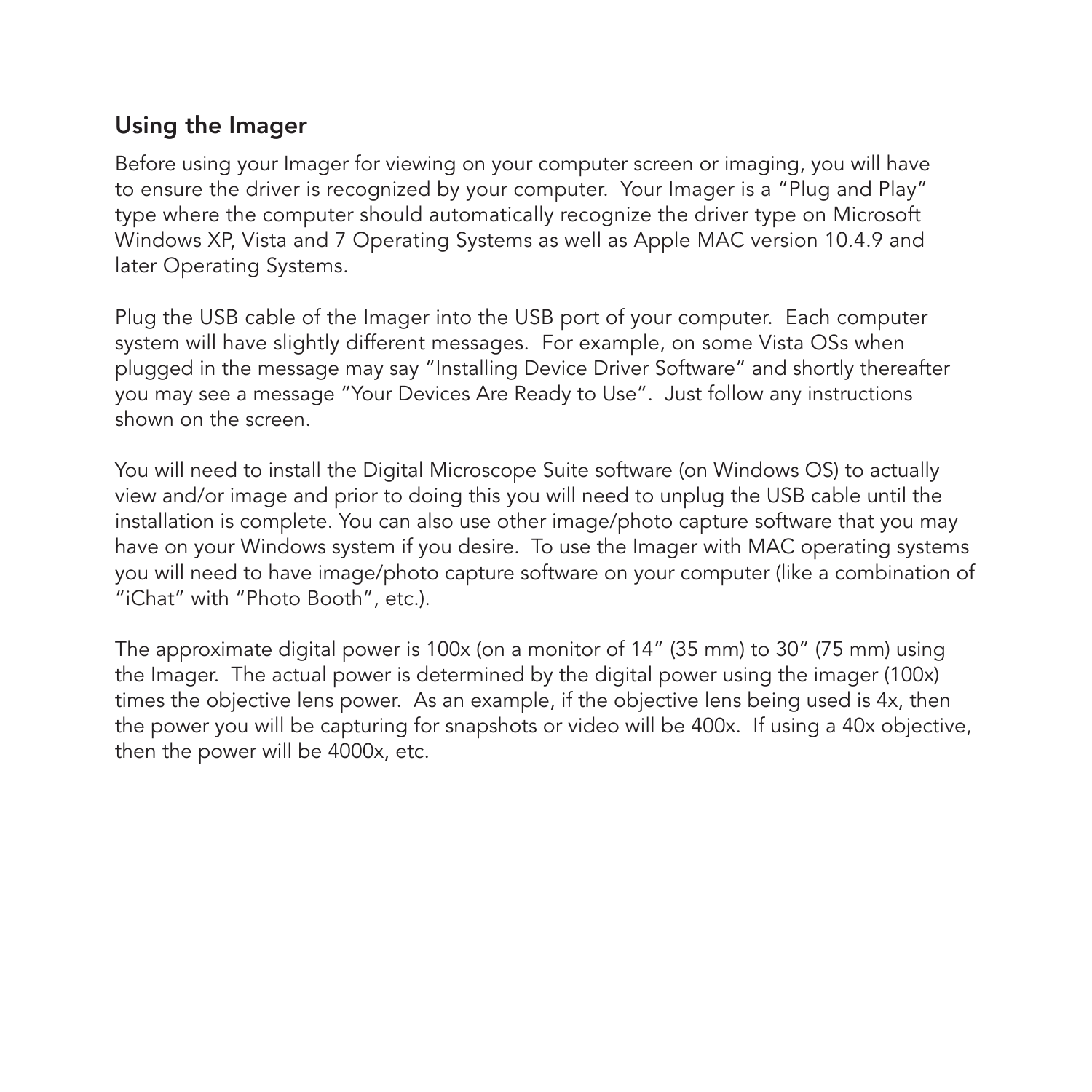## Using the Imager

Before using your Imager for viewing on your computer screen or imaging, you will have to ensure the driver is recognized by your computer. Your Imager is a "Plug and Play" type where the computer should automatically recognize the driver type on Microsoft Windows XP, Vista and 7 Operating Systems as well as Apple MAC version 10.4.9 and later Operating Systems.

Plug the USB cable of the Imager into the USB port of your computer. Each computer system will have slightly different messages. For example, on some Vista OSs when plugged in the message may say "Installing Device Driver Software" and shortly thereafter you may see a message "Your Devices Are Ready to Use". Just follow any instructions shown on the screen.

You will need to install the Digital Microscope Suite software (on Windows OS) to actually view and/or image and prior to doing this you will need to unplug the USB cable until the installation is complete. You can also use other image/photo capture software that you may have on your Windows system if you desire. To use the Imager with MAC operating systems you will need to have image/photo capture software on your computer (like a combination of "iChat" with "Photo Booth", etc.).

The approximate digital power is 100x (on a monitor of 14" (35 mm) to 30" (75 mm) using the Imager. The actual power is determined by the digital power using the imager (100x) times the objective lens power. As an example, if the objective lens being used is 4x, then the power you will be capturing for snapshots or video will be 400x. If using a 40x objective, then the power will be 4000x, etc.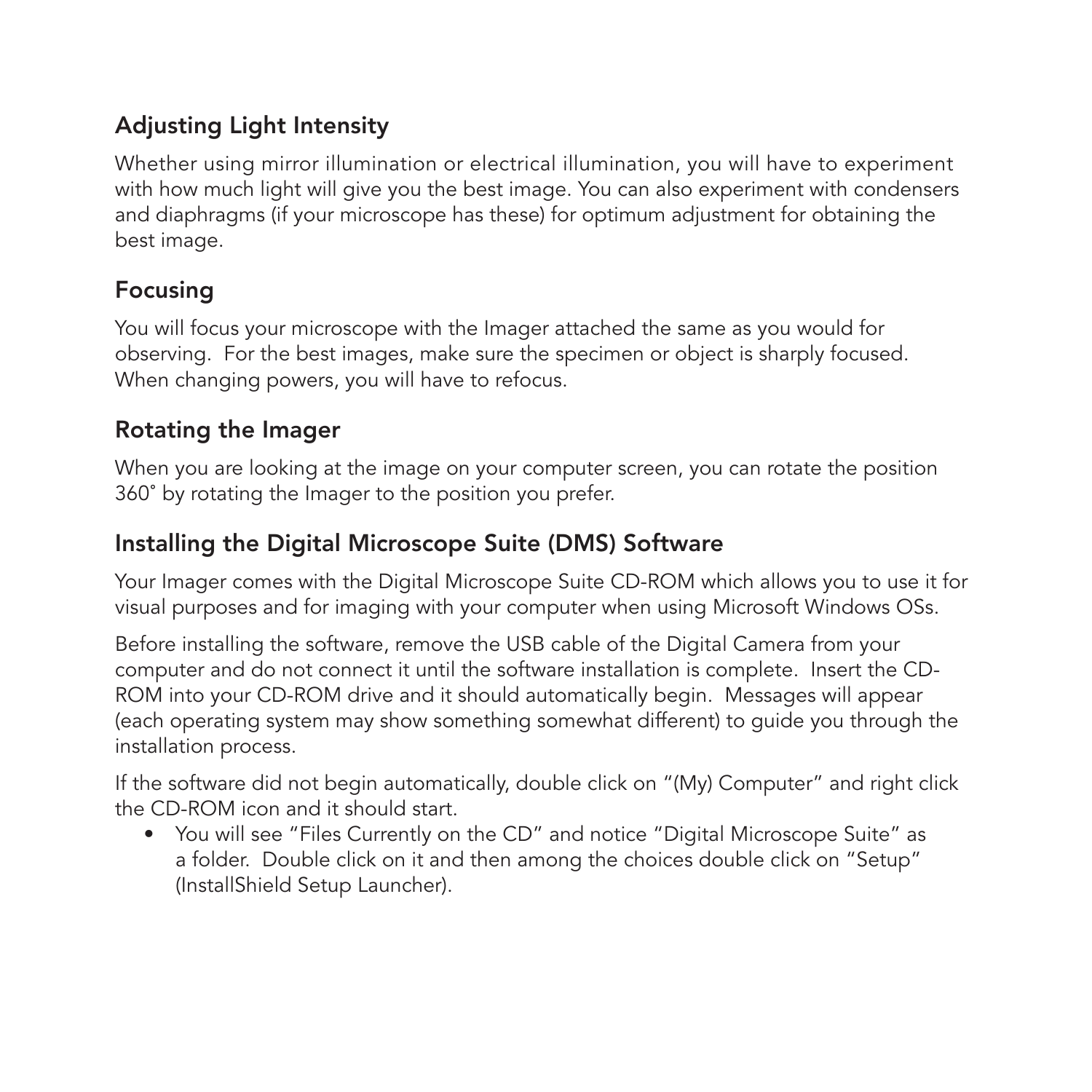## Adjusting Light Intensity

Whether using mirror illumination or electrical illumination, you will have to experiment with how much light will give you the best image. You can also experiment with condensers and diaphragms (if your microscope has these) for optimum adjustment for obtaining the best image.

## Focusing

You will focus your microscope with the Imager attached the same as you would for observing. For the best images, make sure the specimen or object is sharply focused. When changing powers, you will have to refocus.

## Rotating the Imager

When you are looking at the image on your computer screen, you can rotate the position 360˚ by rotating the Imager to the position you prefer.

## Installing the Digital Microscope Suite (DMS) Software

Your Imager comes with the Digital Microscope Suite CD-ROM which allows you to use it for visual purposes and for imaging with your computer when using Microsoft Windows OSs.

Before installing the software, remove the USB cable of the Digital Camera from your computer and do not connect it until the software installation is complete. Insert the CD-ROM into your CD-ROM drive and it should automatically begin. Messages will appear (each operating system may show something somewhat different) to guide you through the installation process.

If the software did not begin automatically, double click on "(My) Computer" and right click the CD-ROM icon and it should start.

- You will see "Files Currently on the CD" and notice "Digital Microscope Suite" as a folder. Double click on it and then among the choices double click on "Setup" (InstallShield Setup Launcher).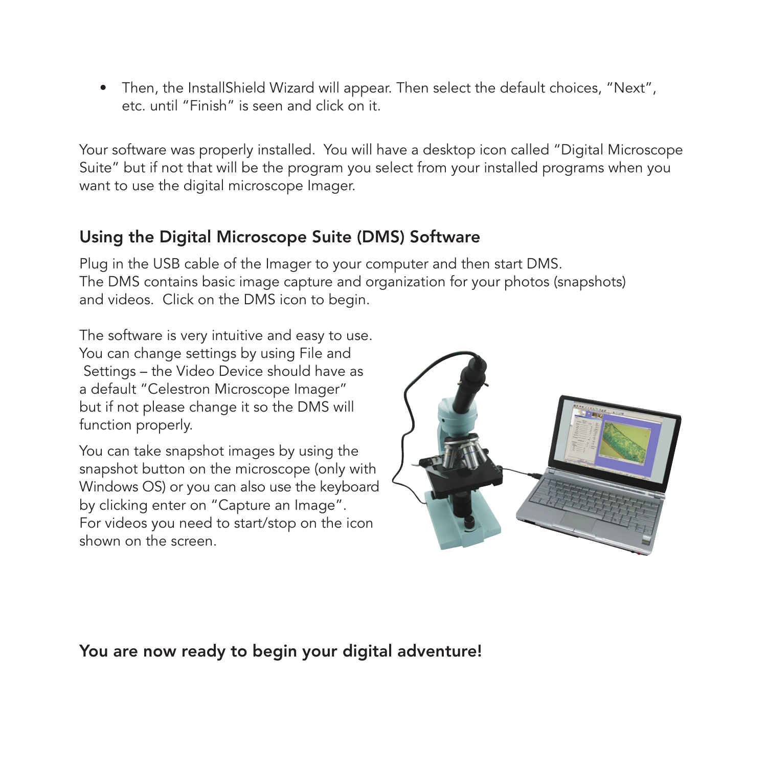- Then, the InstallShield Wizard will appear. Then select the default choices, "Next", etc. until "Finish" is seen and click on it.

Your software was properly installed. You will have a desktop icon called "Digital Microscope Suite" but if not that will be the program you select from your installed programs when you want to use the digital microscope Imager.

## Using the Digital Microscope Suite (DMS) Software

Plug in the USB cable of the Imager to your computer and then start DMS. The DMS contains basic image capture and organization for your photos (snapshots) and videos. Click on the DMS icon to begin.

The software is very intuitive and easy to use. You can change settings by using File and Settings – the Video Device should have as a default "Celestron Microscope Imager" but if not please change it so the DMS will function properly.

You can take snapshot images by using the snapshot button on the microscope (only with Windows OS) or you can also use the keyboard by clicking enter on "Capture an Image". For videos you need to start/stop on the icon shown on the screen.

**You are now ready to begin your digital adventure!**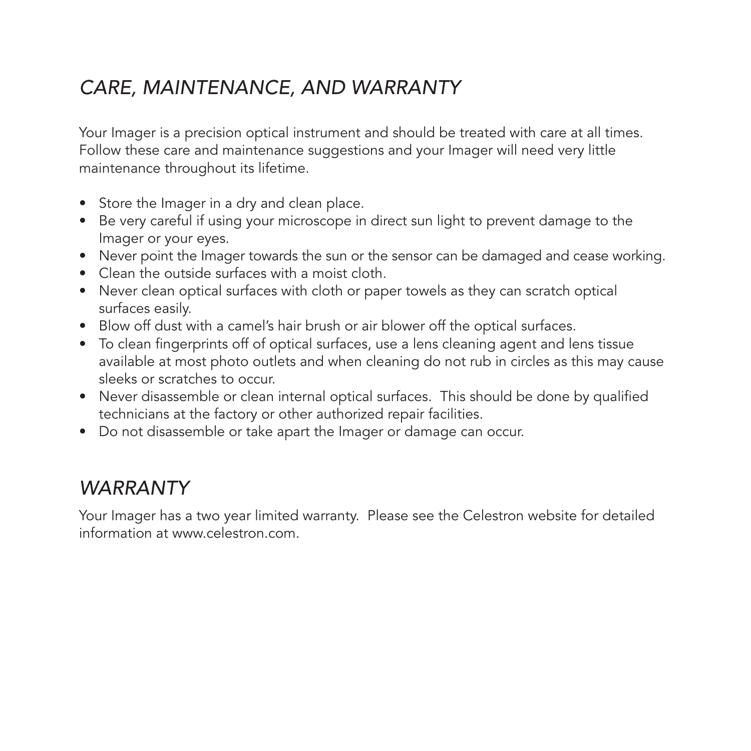## *CARE, MAINTENANCE, AND WARRANTY*

Your Imager is a precision optical instrument and should be treated with care at all times. Follow these care and maintenance suggestions and your Imager will need very little maintenance throughout its lifetime.

- Store the Imager in a dry and clean place.
- Be very careful if using your microscope in direct sun light to prevent damage to the Imager or your eyes.
- Never point the Imager towards the sun or the sensor can be damaged and cease working.
- Clean the outside surfaces with a moist cloth.
- Never clean optical surfaces with cloth or paper towels as they can scratch optical surfaces easily.
- Blow off dust with a camel's hair brush or air blower off the optical surfaces.
- To clean fingerprints off of optical surfaces, use a lens cleaning agent and lens tissue available at most photo outlets and when cleaning do not rub in circles as this may cause sleeks or scratches to occur.
- Never disassemble or clean internal optical surfaces. This should be done by qualified technicians at the factory or other authorized repair facilities.
- Do not disassemble or take apart the Imager or damage can occur.

## *WARRANTY*

Your Imager has a two year limited warranty. Please see the Celestron website for detailed information at www.celestron.com.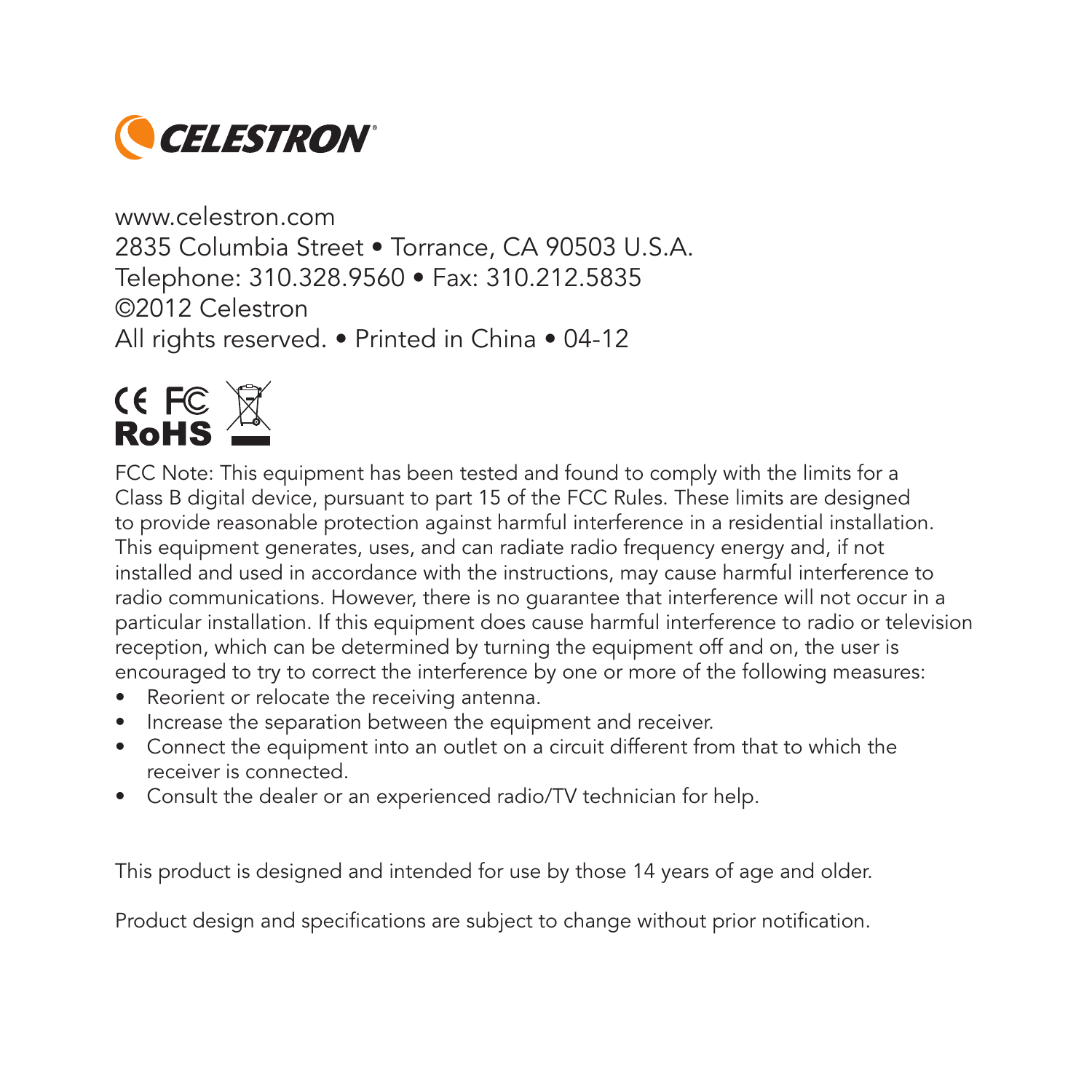CELESTRON

www.celestron.com
2835 Columbia Street • Torrance, CA 90503 U.S.A.
Telephone: 310.328.9560 • Fax: 310.212.5835
©2012 Celestron
All rights reserved. • Printed in China • 04-12

CE FC RoHS

FCC Note: This equipment has been tested and found to comply with the limits for a Class B digital device, pursuant to part 15 of the FCC Rules. These limits are designed to provide reasonable protection against harmful interference in a residential installation. This equipment generates, uses, and can radiate radio frequency energy and, if not installed and used in accordance with the instructions, may cause harmful interference to radio communications. However, there is no guarantee that interference will not occur in a particular installation. If this equipment does cause harmful interference to radio or television reception, which can be determined by turning the equipment off and on, the user is encouraged to try to correct the interference by one or more of the following measures:

- Reorient or relocate the receiving antenna.
- Increase the separation between the equipment and receiver.
- Connect the equipment into an outlet on a circuit different from that to which the receiver is connected.
- Consult the dealer or an experienced radio/TV technician for help.

This product is designed and intended for use by those 14 years of age and older.

Product design and specifications are subject to change without prior notification.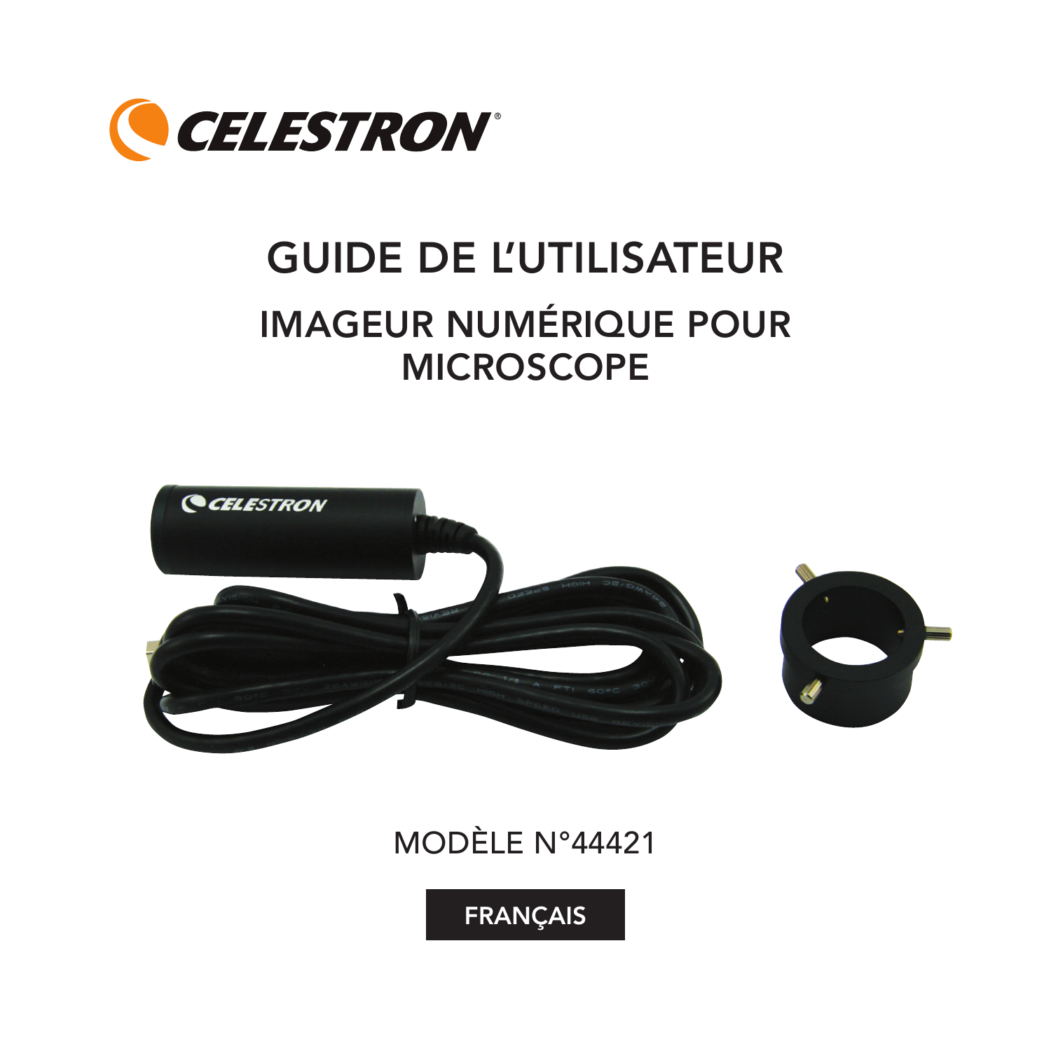# GUIDE DE L'UTILISATEUR

## IMAGEUR NUMÉRIQUE POUR MICROSCOPE

MODÈLE N°44421

FRANÇAIS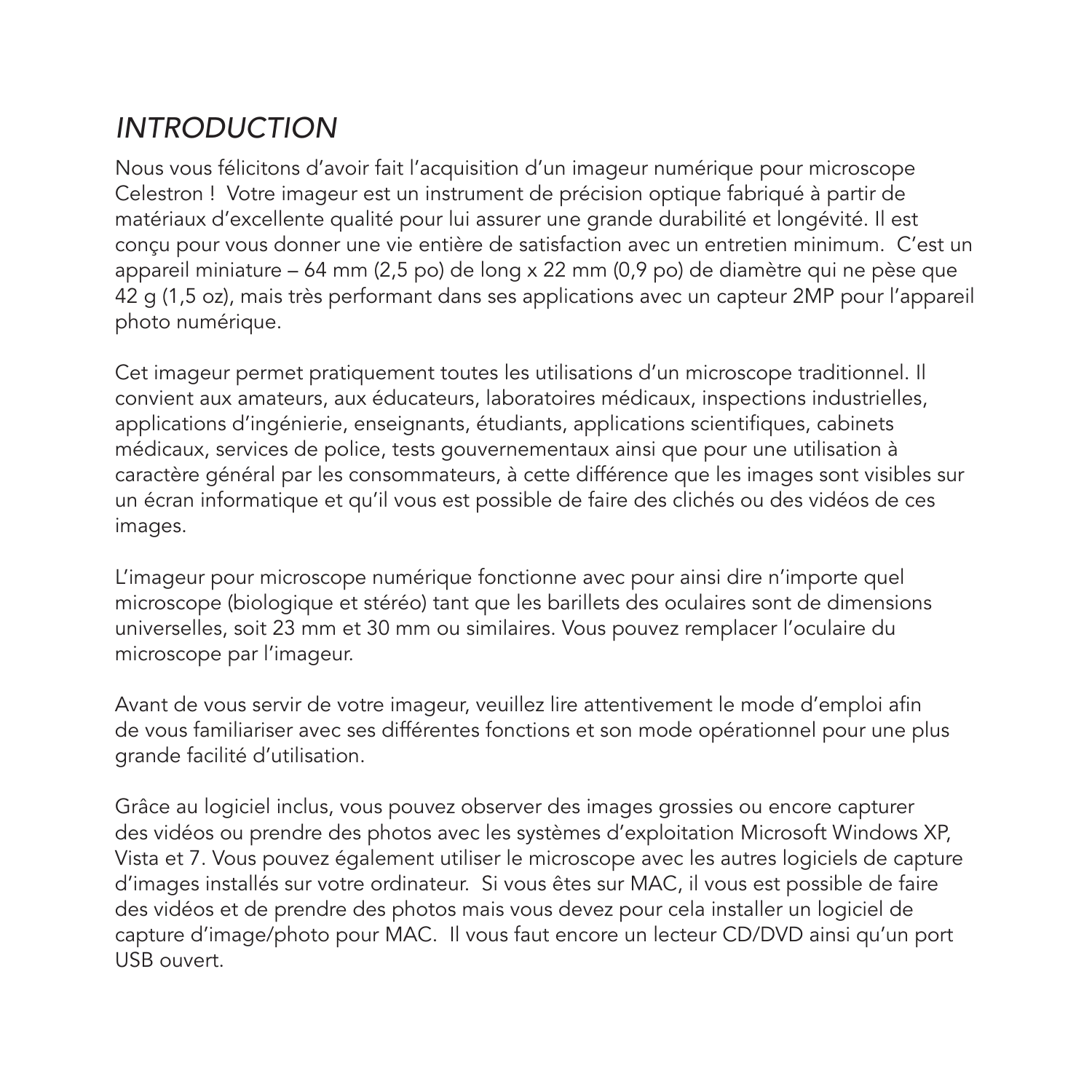# *INTRODUCTION*

Nous vous félicitons d'avoir fait l'acquisition d'un imageur numérique pour microscope Celestron ! Votre imageur est un instrument de précision optique fabriqué à partir de matériaux d'excellente qualité pour lui assurer une grande durabilité et longévité. Il est conçu pour vous donner une vie entière de satisfaction avec un entretien minimum. C'est un appareil miniature – 64 mm (2,5 po) de long x 22 mm (0,9 po) de diamètre qui ne pèse que 42 g (1,5 oz), mais très performant dans ses applications avec un capteur 2MP pour l'appareil photo numérique.

Cet imageur permet pratiquement toutes les utilisations d'un microscope traditionnel. Il convient aux amateurs, aux éducateurs, laboratoires médicaux, inspections industrielles, applications d'ingénierie, enseignants, étudiants, applications scientifiques, cabinets médicaux, services de police, tests gouvernementaux ainsi que pour une utilisation à caractère général par les consommateurs, à cette différence que les images sont visibles sur un écran informatique et qu'il vous est possible de faire des clichés ou des vidéos de ces images.

L'imageur pour microscope numérique fonctionne avec pour ainsi dire n'importe quel microscope (biologique et stéréo) tant que les barillets des oculaires sont de dimensions universelles, soit 23 mm et 30 mm ou similaires. Vous pouvez remplacer l'oculaire du microscope par l'imageur.

Avant de vous servir de votre imageur, veuillez lire attentivement le mode d'emploi afin de vous familiariser avec ses différentes fonctions et son mode opérationnel pour une plus grande facilité d'utilisation.

Grâce au logiciel inclus, vous pouvez observer des images grossies ou encore capturer des vidéos ou prendre des photos avec les systèmes d'exploitation Microsoft Windows XP, Vista et 7. Vous pouvez également utiliser le microscope avec les autres logiciels de capture d'images installés sur votre ordinateur. Si vous êtes sur MAC, il vous est possible de faire des vidéos et de prendre des photos mais vous devez pour cela installer un logiciel de capture d'image/photo pour MAC. Il vous faut encore un lecteur CD/DVD ainsi qu'un port USB ouvert.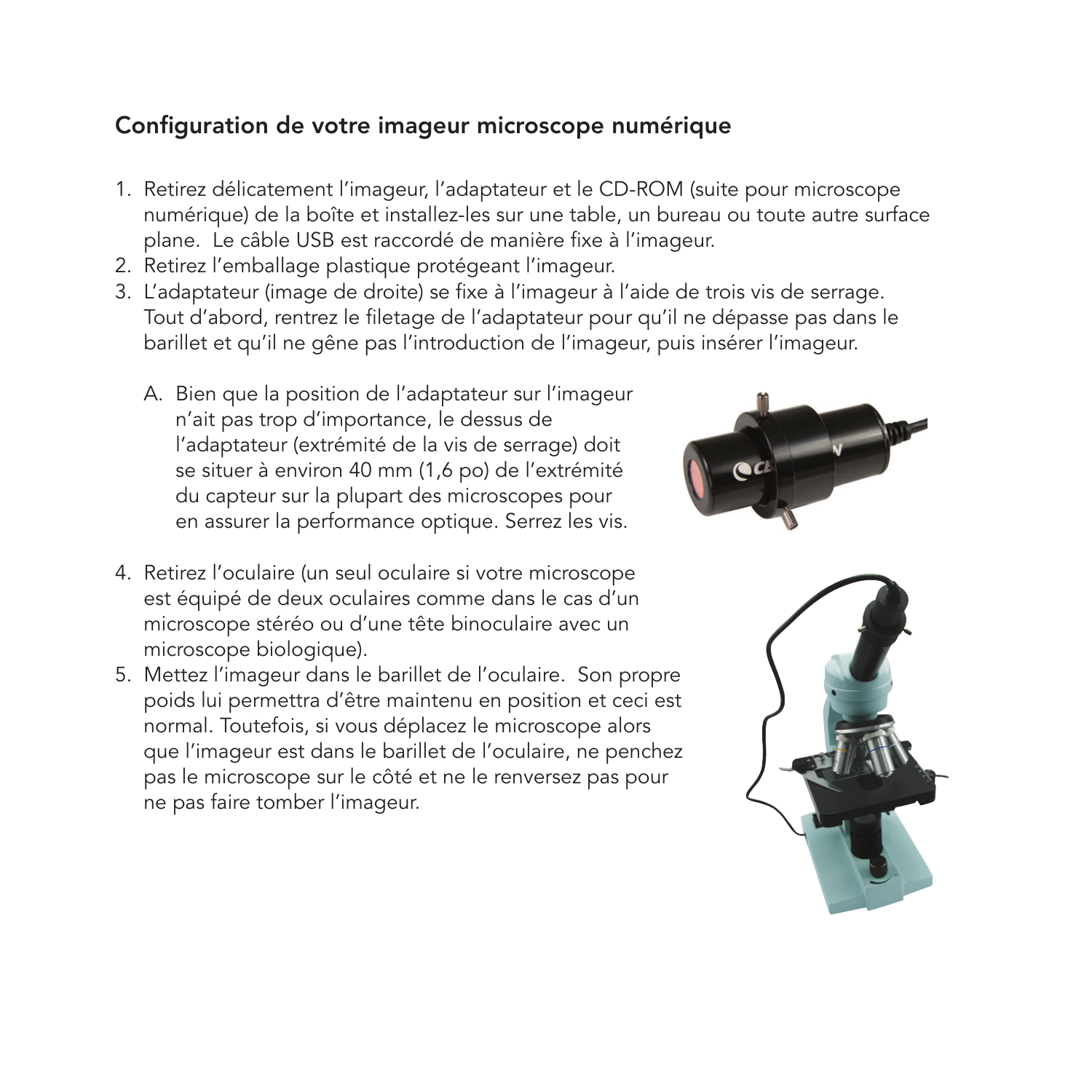## Configuration de votre imageur microscope numérique

1. Retirez délicatement l'imageur, l'adaptateur et le CD-ROM (suite pour microscope numérique) de la boîte et installez-les sur une table, un bureau ou toute autre surface plane. Le câble USB est raccordé de manière fixe à l'imageur.
2. Retirez l'emballage plastique protégeant l'imageur.
3. L'adaptateur (image de droite) se fixe à l'imageur à l'aide de trois vis de serrage. Tout d'abord, rentrez le filetage de l'adaptateur pour qu'il ne dépasse pas dans le barillet et qu'il ne gêne pas l'introduction de l'imageur, puis insérer l'imageur.

   A. Bien que la position de l'adaptateur sur l'imageur n'ait pas trop d'importance, le dessus de l'adaptateur (extrémité de la vis de serrage) doit se situer à environ 40 mm (1,6 po) de l'extrémité du capteur sur la plupart des microscopes pour en assurer la performance optique. Serrez les vis.

4. Retirez l'oculaire (un seul oculaire si votre microscope est équipé de deux oculaires comme dans le cas d'un microscope stéréo ou d'une tête binoculaire avec un microscope biologique).
5. Mettez l'imageur dans le barillet de l'oculaire. Son propre poids lui permettra d'être maintenu en position et ceci est normal. Toutefois, si vous déplacez le microscope alors que l'imageur est dans le barillet de l'oculaire, ne penchez pas le microscope sur le côté et ne le renversez pas pour ne pas faire tomber l'imageur.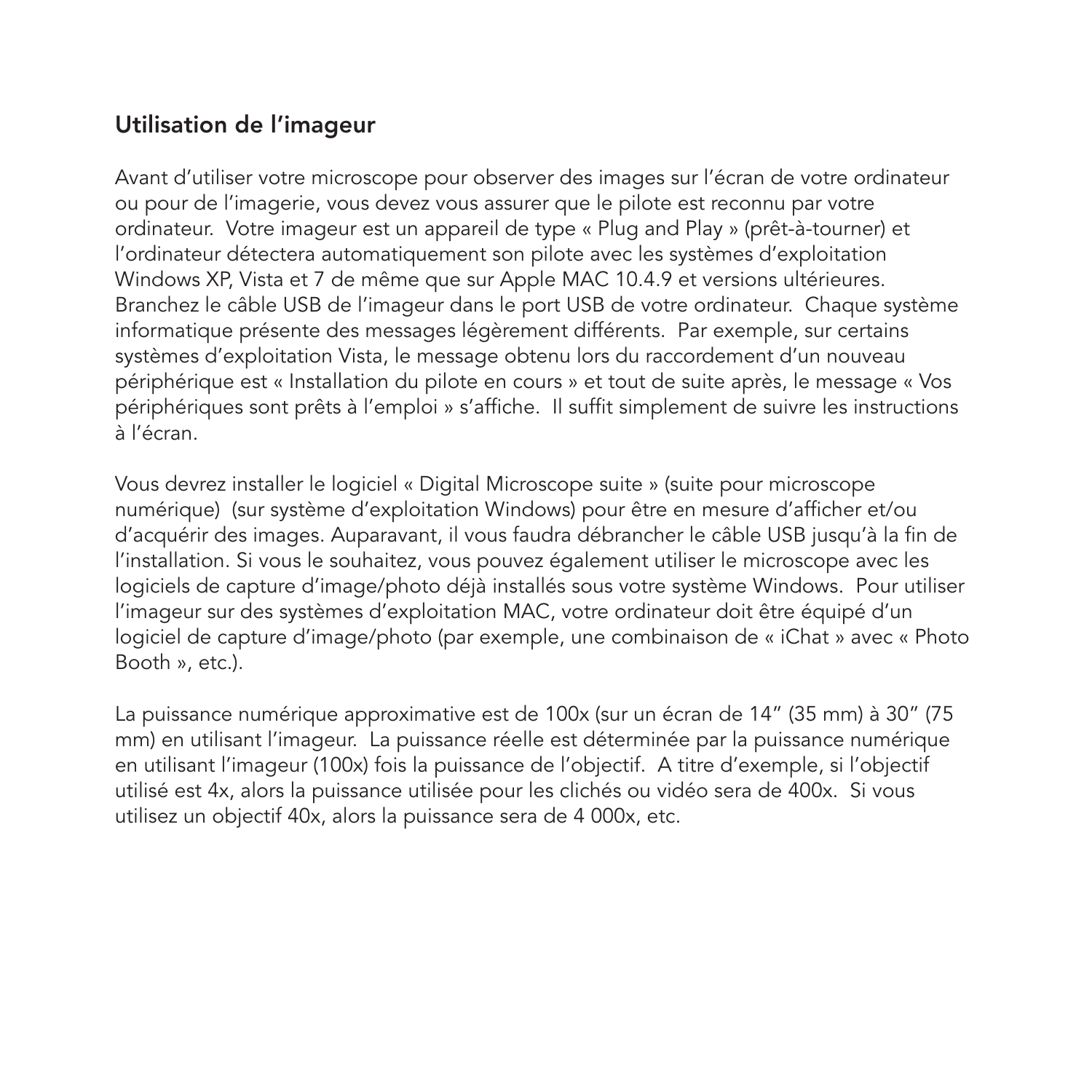## Utilisation de l'imageur

Avant d'utiliser votre microscope pour observer des images sur l'écran de votre ordinateur ou pour de l'imagerie, vous devez vous assurer que le pilote est reconnu par votre ordinateur. Votre imageur est un appareil de type « Plug and Play » (prêt-à-tourner) et l'ordinateur détectera automatiquement son pilote avec les systèmes d'exploitation Windows XP, Vista et 7 de même que sur Apple MAC 10.4.9 et versions ultérieures. Branchez le câble USB de l'imageur dans le port USB de votre ordinateur. Chaque système informatique présente des messages légèrement différents. Par exemple, sur certains systèmes d'exploitation Vista, le message obtenu lors du raccordement d'un nouveau périphérique est « Installation du pilote en cours » et tout de suite après, le message « Vos périphériques sont prêts à l'emploi » s'affiche. Il suffit simplement de suivre les instructions à l'écran.

Vous devrez installer le logiciel « Digital Microscope suite » (suite pour microscope numérique) (sur système d'exploitation Windows) pour être en mesure d'afficher et/ou d'acquérir des images. Auparavant, il vous faudra débrancher le câble USB jusqu'à la fin de l'installation. Si vous le souhaitez, vous pouvez également utiliser le microscope avec les logiciels de capture d'image/photo déjà installés sous votre système Windows. Pour utiliser l'imageur sur des systèmes d'exploitation MAC, votre ordinateur doit être équipé d'un logiciel de capture d'image/photo (par exemple, une combinaison de « iChat » avec « Photo Booth », etc.).

La puissance numérique approximative est de 100x (sur un écran de 14" (35 mm) à 30" (75 mm) en utilisant l'imageur. La puissance réelle est déterminée par la puissance numérique en utilisant l'imageur (100x) fois la puissance de l'objectif. A titre d'exemple, si l'objectif utilisé est 4x, alors la puissance utilisée pour les clichés ou vidéo sera de 400x. Si vous utilisez un objectif 40x, alors la puissance sera de 4 000x, etc.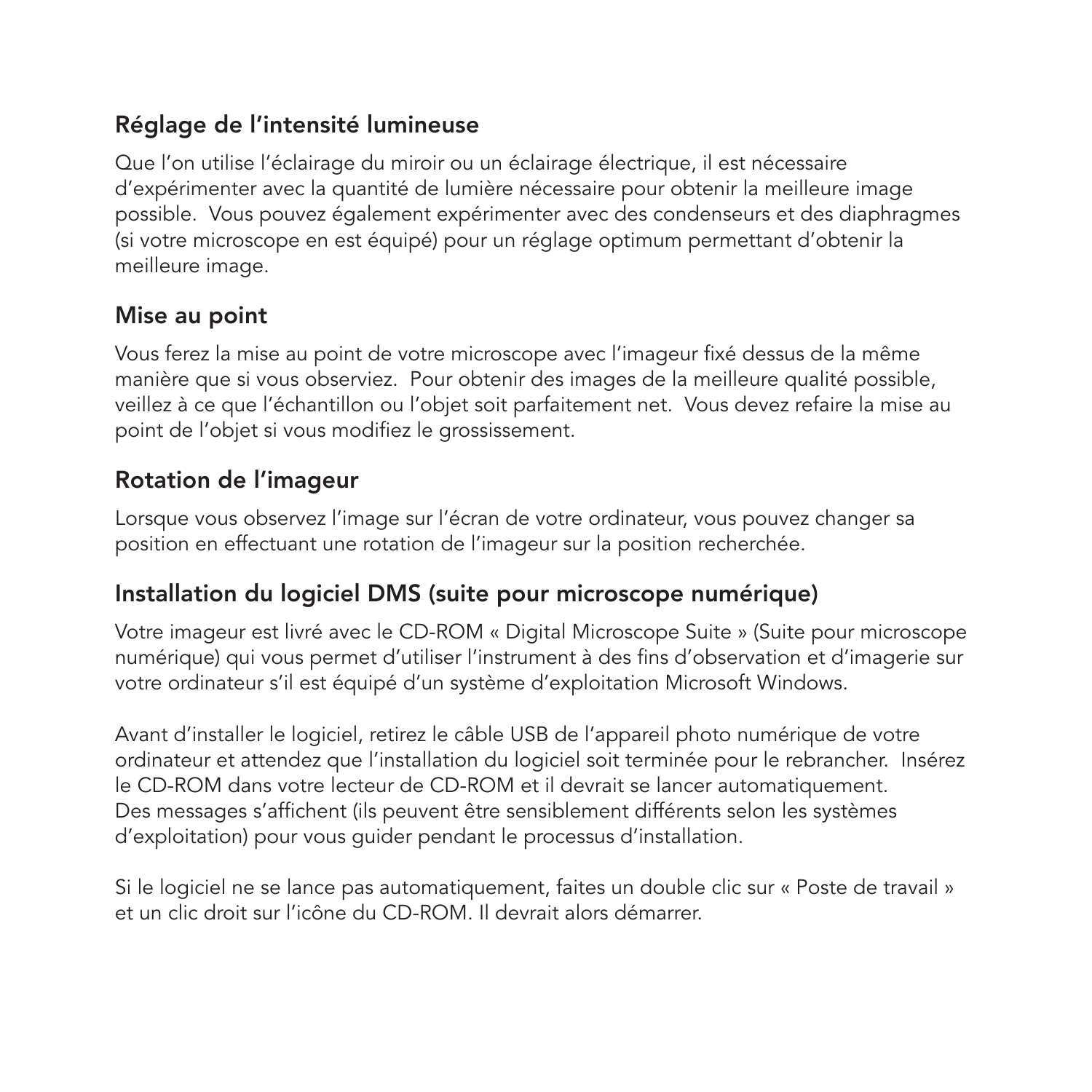## Réglage de l'intensité lumineuse

Que l'on utilise l'éclairage du miroir ou un éclairage électrique, il est nécessaire d'expérimenter avec la quantité de lumière nécessaire pour obtenir la meilleure image possible. Vous pouvez également expérimenter avec des condenseurs et des diaphragmes (si votre microscope en est équipé) pour un réglage optimum permettant d'obtenir la meilleure image.

## Mise au point

Vous ferez la mise au point de votre microscope avec l'imageur fixé dessus de la même manière que si vous observiez. Pour obtenir des images de la meilleure qualité possible, veillez à ce que l'échantillon ou l'objet soit parfaitement net. Vous devez refaire la mise au point de l'objet si vous modifiez le grossissement.

## Rotation de l'imageur

Lorsque vous observez l'image sur l'écran de votre ordinateur, vous pouvez changer sa position en effectuant une rotation de l'imageur sur la position recherchée.

## Installation du logiciel DMS (suite pour microscope numérique)

Votre imageur est livré avec le CD-ROM « Digital Microscope Suite » (Suite pour microscope numérique) qui vous permet d'utiliser l'instrument à des fins d'observation et d'imagerie sur votre ordinateur s'il est équipé d'un système d'exploitation Microsoft Windows.

Avant d'installer le logiciel, retirez le câble USB de l'appareil photo numérique de votre ordinateur et attendez que l'installation du logiciel soit terminée pour le rebrancher. Insérez le CD-ROM dans votre lecteur de CD-ROM et il devrait se lancer automatiquement. Des messages s'affichent (ils peuvent être sensiblement différents selon les systèmes d'exploitation) pour vous guider pendant le processus d'installation.

Si le logiciel ne se lance pas automatiquement, faites un double clic sur « Poste de travail » et un clic droit sur l'icône du CD-ROM. Il devrait alors démarrer.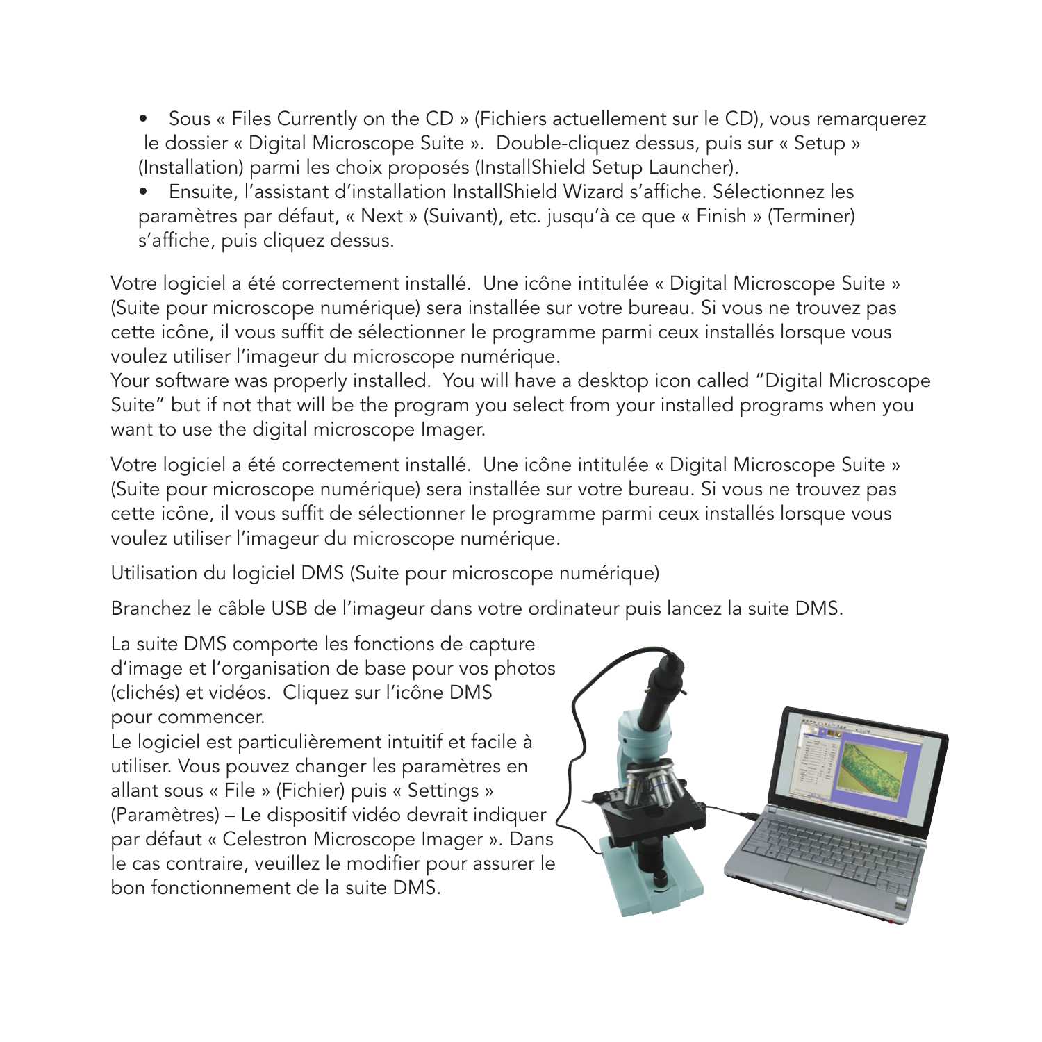- Sous « Files Currently on the CD » (Fichiers actuellement sur le CD), vous remarquerez le dossier « Digital Microscope Suite ». Double-cliquez dessus, puis sur « Setup » (Installation) parmi les choix proposés (InstallShield Setup Launcher).
- Ensuite, l'assistant d'installation InstallShield Wizard s'affiche. Sélectionnez les paramètres par défaut, « Next » (Suivant), etc. jusqu'à ce que « Finish » (Terminer) s'affiche, puis cliquez dessus.

Votre logiciel a été correctement installé. Une icône intitulée « Digital Microscope Suite » (Suite pour microscope numérique) sera installée sur votre bureau. Si vous ne trouvez pas cette icône, il vous suffit de sélectionner le programme parmi ceux installés lorsque vous voulez utiliser l'imageur du microscope numérique.
Your software was properly installed. You will have a desktop icon called "Digital Microscope Suite" but if not that will be the program you select from your installed programs when you want to use the digital microscope Imager.

Votre logiciel a été correctement installé. Une icône intitulée « Digital Microscope Suite » (Suite pour microscope numérique) sera installée sur votre bureau. Si vous ne trouvez pas cette icône, il vous suffit de sélectionner le programme parmi ceux installés lorsque vous voulez utiliser l'imageur du microscope numérique.

Utilisation du logiciel DMS (Suite pour microscope numérique)

Branchez le câble USB de l'imageur dans votre ordinateur puis lancez la suite DMS.

La suite DMS comporte les fonctions de capture d'image et l'organisation de base pour vos photos (clichés) et vidéos. Cliquez sur l'icône DMS pour commencer.
Le logiciel est particulièrement intuitif et facile à utiliser. Vous pouvez changer les paramètres en allant sous « File » (Fichier) puis « Settings » (Paramètres) – Le dispositif vidéo devrait indiquer par défaut « Celestron Microscope Imager ». Dans le cas contraire, veuillez le modifier pour assurer le bon fonctionnement de la suite DMS.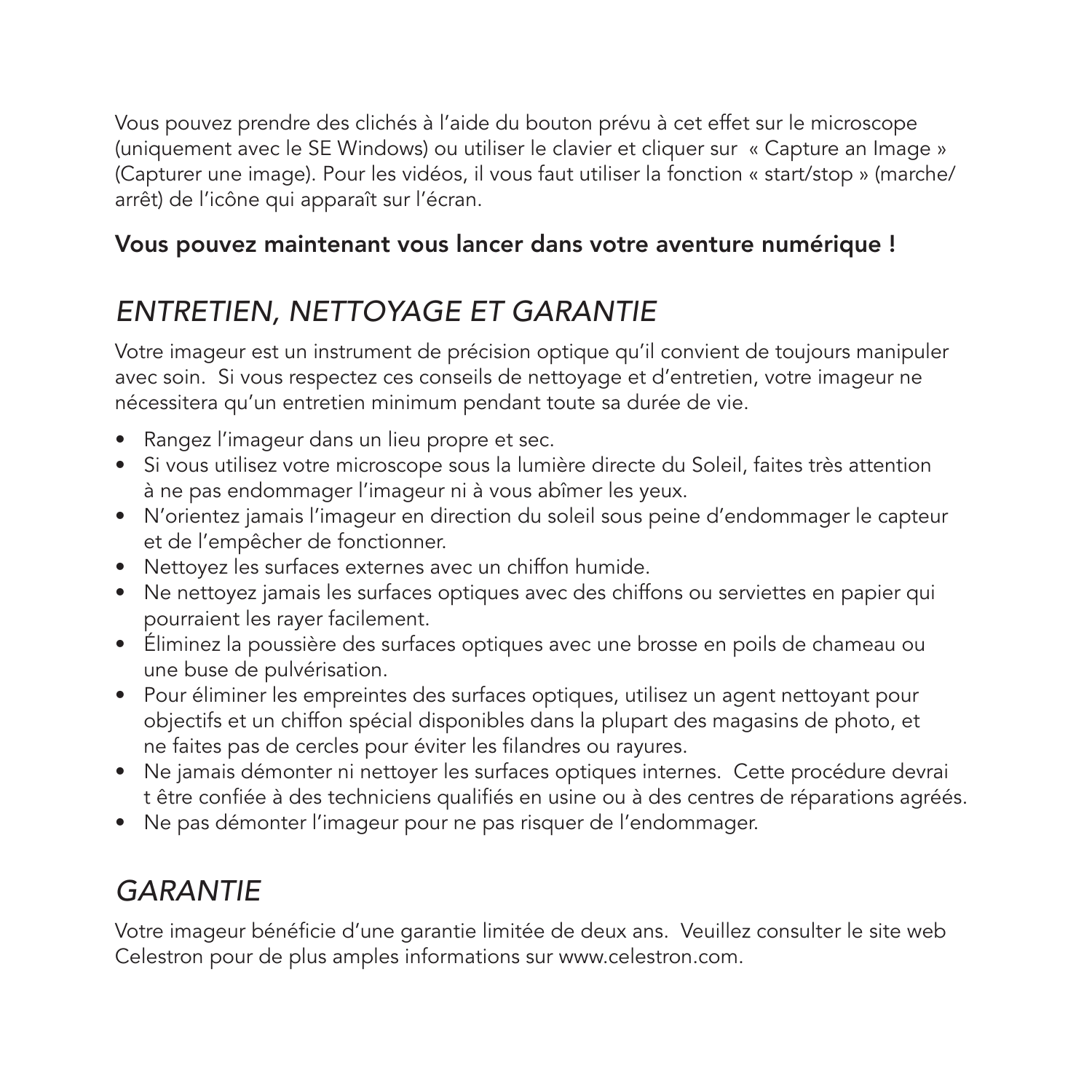Vous pouvez prendre des clichés à l'aide du bouton prévu à cet effet sur le microscope (uniquement avec le SE Windows) ou utiliser le clavier et cliquer sur « Capture an Image » (Capturer une image). Pour les vidéos, il vous faut utiliser la fonction « start/stop » (marche/arrêt) de l'icône qui apparaît sur l'écran.

**Vous pouvez maintenant vous lancer dans votre aventure numérique !**

## *ENTRETIEN, NETTOYAGE ET GARANTIE*

Votre imageur est un instrument de précision optique qu'il convient de toujours manipuler avec soin. Si vous respectez ces conseils de nettoyage et d'entretien, votre imageur ne nécessitera qu'un entretien minimum pendant toute sa durée de vie.

- Rangez l'imageur dans un lieu propre et sec.
- Si vous utilisez votre microscope sous la lumière directe du Soleil, faites très attention à ne pas endommager l'imageur ni à vous abîmer les yeux.
- N'orientez jamais l'imageur en direction du soleil sous peine d'endommager le capteur et de l'empêcher de fonctionner.
- Nettoyez les surfaces externes avec un chiffon humide.
- Ne nettoyez jamais les surfaces optiques avec des chiffons ou serviettes en papier qui pourraient les rayer facilement.
- Éliminez la poussière des surfaces optiques avec une brosse en poils de chameau ou une buse de pulvérisation.
- Pour éliminer les empreintes des surfaces optiques, utilisez un agent nettoyant pour objectifs et un chiffon spécial disponibles dans la plupart des magasins de photo, et ne faites pas de cercles pour éviter les filandres ou rayures.
- Ne jamais démonter ni nettoyer les surfaces optiques internes. Cette procédure devrai t être confiée à des techniciens qualifiés en usine ou à des centres de réparations agréés.
- Ne pas démonter l'imageur pour ne pas risquer de l'endommager.

## *GARANTIE*

Votre imageur bénéficie d'une garantie limitée de deux ans. Veuillez consulter le site web Celestron pour de plus amples informations sur www.celestron.com.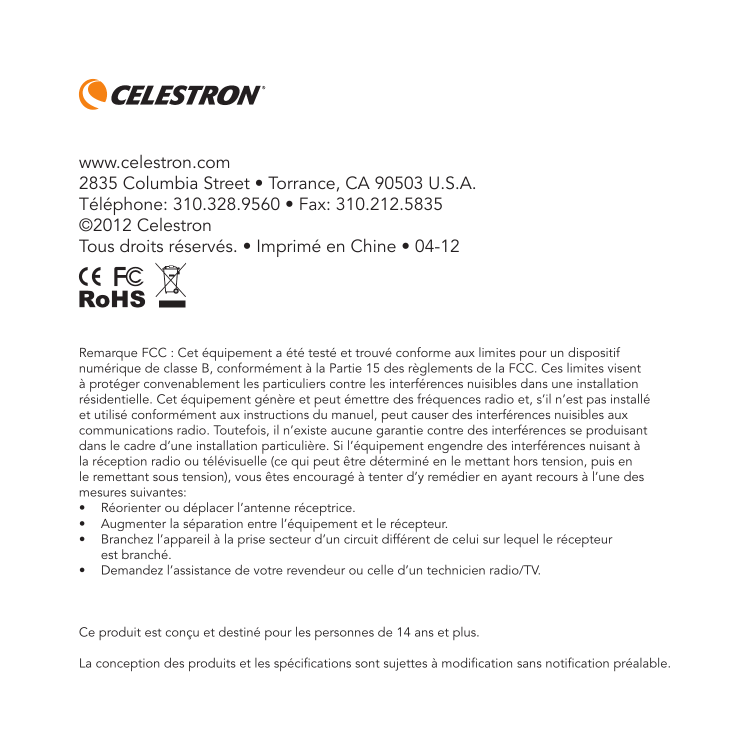CELESTRON

www.celestron.com
2835 Columbia Street • Torrance, CA 90503 U.S.A.
Téléphone: 310.328.9560 • Fax: 310.212.5835
©2012 Celestron
Tous droits réservés. • Imprimé en Chine • 04-12

CE FC RoHS

Remarque FCC : Cet équipement a été testé et trouvé conforme aux limites pour un dispositif numérique de classe B, conformément à la Partie 15 des règlements de la FCC. Ces limites visent à protéger convenablement les particuliers contre les interférences nuisibles dans une installation résidentielle. Cet équipement génère et peut émettre des fréquences radio et, s'il n'est pas installé et utilisé conformément aux instructions du manuel, peut causer des interférences nuisibles aux communications radio. Toutefois, il n'existe aucune garantie contre des interférences se produisant dans le cadre d'une installation particulière. Si l'équipement engendre des interférences nuisant à la réception radio ou télévisuelle (ce qui peut être déterminé en le mettant hors tension, puis en le remettant sous tension), vous êtes encouragé à tenter d'y remédier en ayant recours à l'une des mesures suivantes:

- Réorienter ou déplacer l'antenne réceptrice.
- Augmenter la séparation entre l'équipement et le récepteur.
- Branchez l'appareil à la prise secteur d'un circuit différent de celui sur lequel le récepteur est branché.
- Demandez l'assistance de votre revendeur ou celle d'un technicien radio/TV.

Ce produit est conçu et destiné pour les personnes de 14 ans et plus.

La conception des produits et les spécifications sont sujettes à modification sans notification préalable.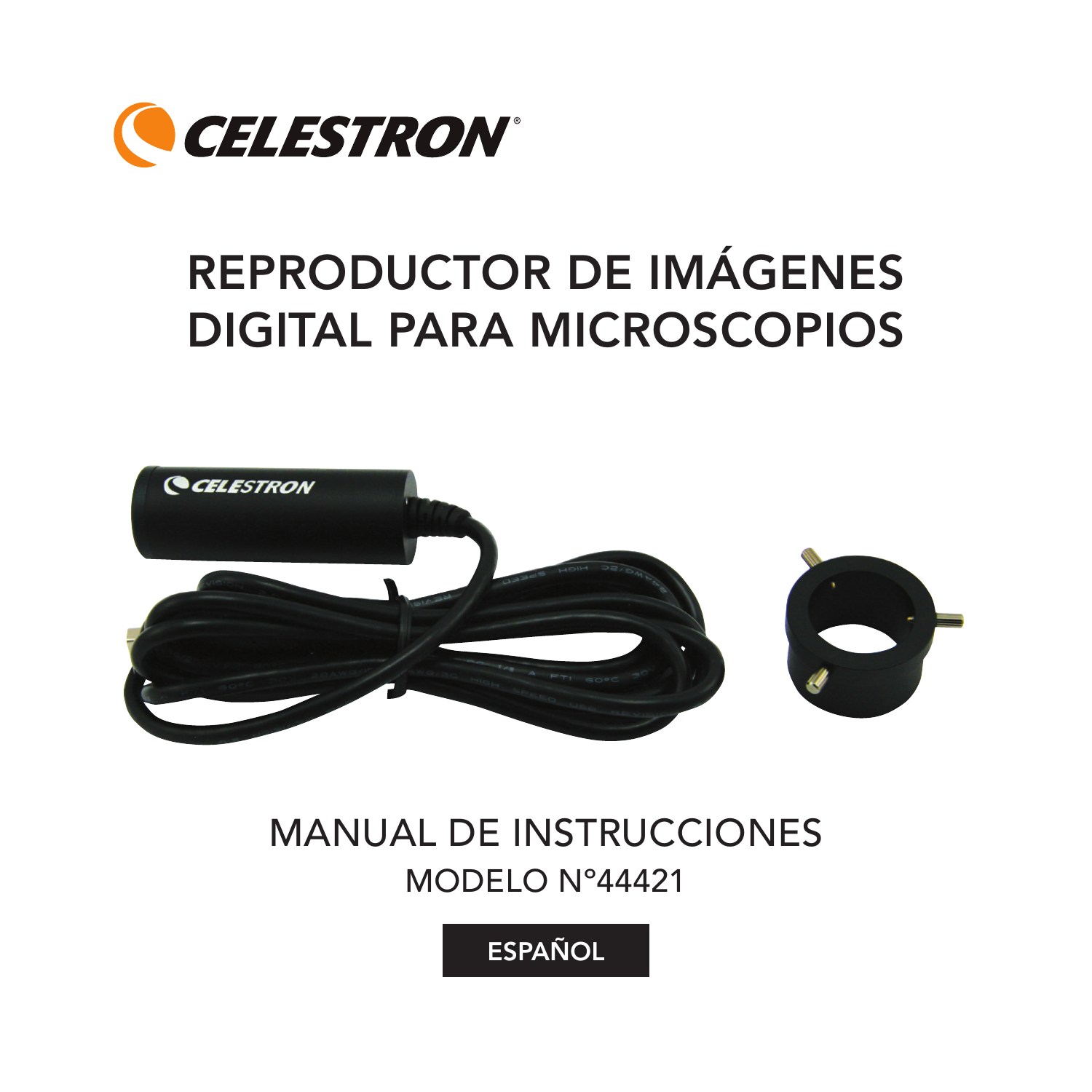CELESTRON®

# REPRODUCTOR DE IMÁGENES DIGITAL PARA MICROSCOPIOS

MANUAL DE INSTRUCCIONES

MODELO N°44421

ESPAÑOL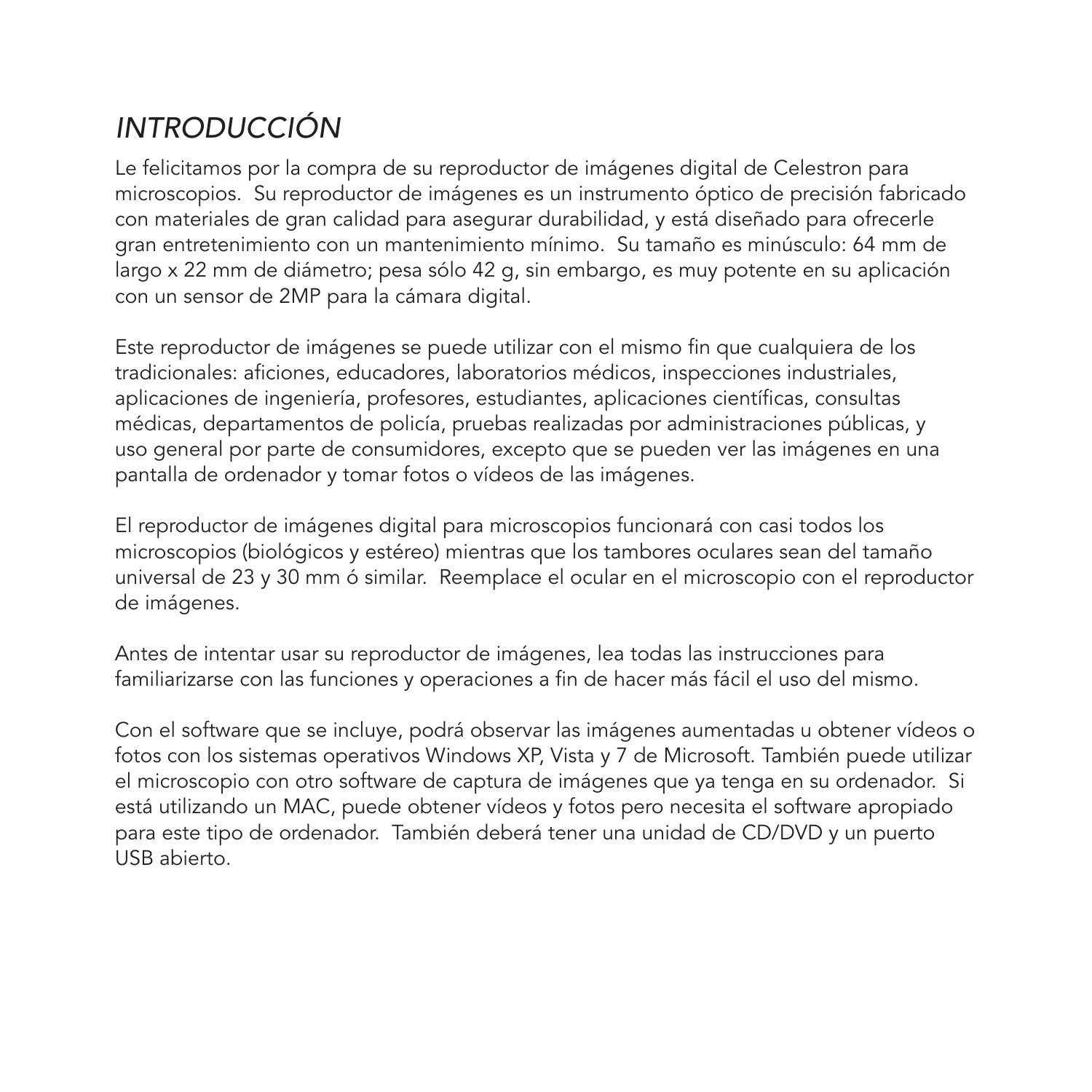# *INTRODUCCIÓN*

Le felicitamos por la compra de su reproductor de imágenes digital de Celestron para microscopios. Su reproductor de imágenes es un instrumento óptico de precisión fabricado con materiales de gran calidad para asegurar durabilidad, y está diseñado para ofrecerle gran entretenimiento con un mantenimiento mínimo. Su tamaño es minúsculo: 64 mm de largo x 22 mm de diámetro; pesa sólo 42 g, sin embargo, es muy potente en su aplicación con un sensor de 2MP para la cámara digital.

Este reproductor de imágenes se puede utilizar con el mismo fin que cualquiera de los tradicionales: aficiones, educadores, laboratorios médicos, inspecciones industriales, aplicaciones de ingeniería, profesores, estudiantes, aplicaciones científicas, consultas médicas, departamentos de policía, pruebas realizadas por administraciones públicas, y uso general por parte de consumidores, excepto que se pueden ver las imágenes en una pantalla de ordenador y tomar fotos o vídeos de las imágenes.

El reproductor de imágenes digital para microscopios funcionará con casi todos los microscopios (biológicos y estéreo) mientras que los tambores oculares sean del tamaño universal de 23 y 30 mm ó similar. Reemplace el ocular en el microscopio con el reproductor de imágenes.

Antes de intentar usar su reproductor de imágenes, lea todas las instrucciones para familiarizarse con las funciones y operaciones a fin de hacer más fácil el uso del mismo.

Con el software que se incluye, podrá observar las imágenes aumentadas u obtener vídeos o fotos con los sistemas operativos Windows XP, Vista y 7 de Microsoft. También puede utilizar el microscopio con otro software de captura de imágenes que ya tenga en su ordenador. Si está utilizando un MAC, puede obtener vídeos y fotos pero necesita el software apropiado para este tipo de ordenador. También deberá tener una unidad de CD/DVD y un puerto USB abierto.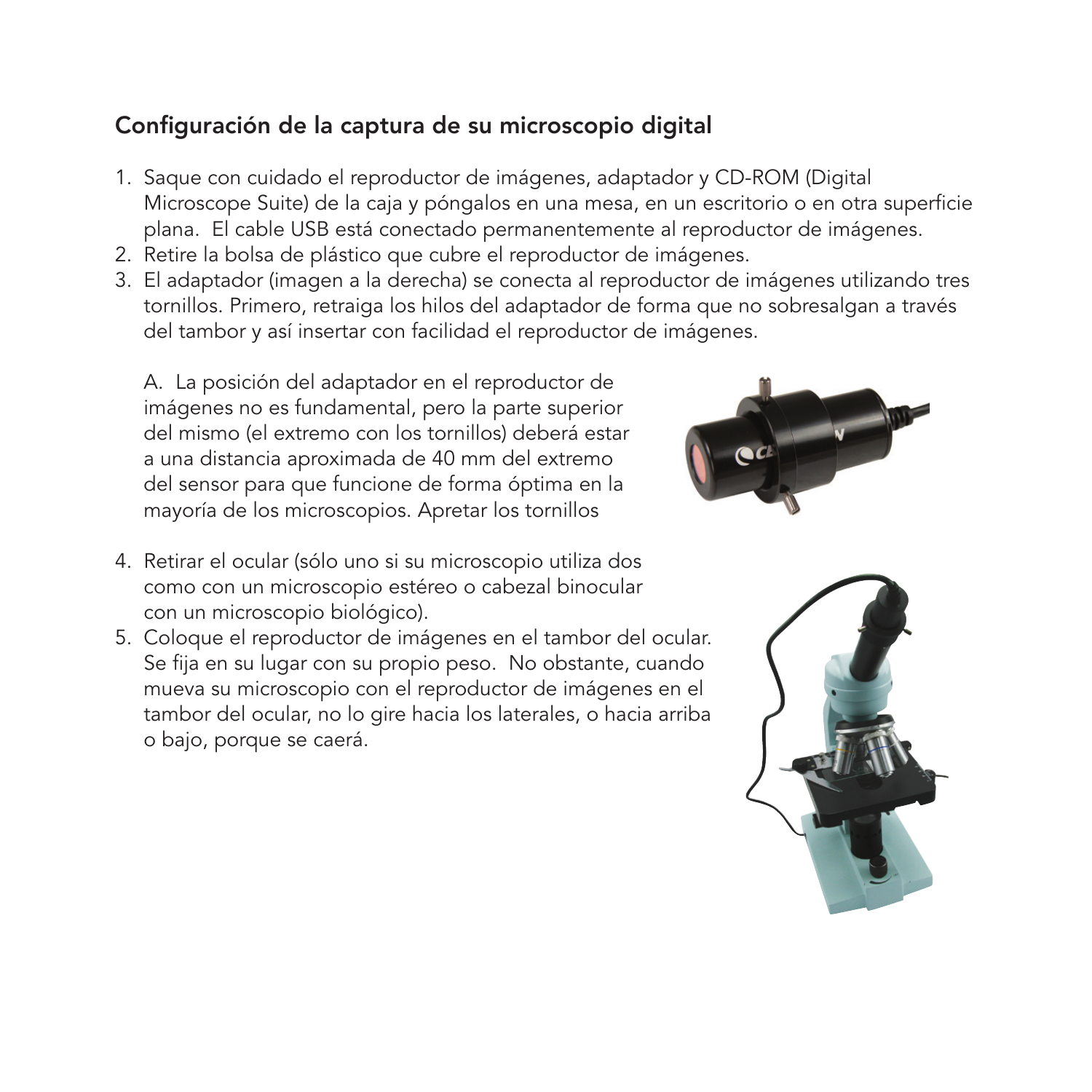## Configuración de la captura de su microscopio digital

1. Saque con cuidado el reproductor de imágenes, adaptador y CD-ROM (Digital Microscope Suite) de la caja y póngalos en una mesa, en un escritorio o en otra superficie plana. El cable USB está conectado permanentemente al reproductor de imágenes.
2. Retire la bolsa de plástico que cubre el reproductor de imágenes.
3. El adaptador (imagen a la derecha) se conecta al reproductor de imágenes utilizando tres tornillos. Primero, retraiga los hilos del adaptador de forma que no sobresalgan a través del tambor y así insertar con facilidad el reproductor de imágenes.

   A. La posición del adaptador en el reproductor de imágenes no es fundamental, pero la parte superior del mismo (el extremo con los tornillos) deberá estar a una distancia aproximada de 40 mm del extremo del sensor para que funcione de forma óptima en la mayoría de los microscopios. Apretar los tornillos

4. Retirar el ocular (sólo uno si su microscopio utiliza dos como con un microscopio estéreo o cabezal binocular con un microscopio biológico).
5. Coloque el reproductor de imágenes en el tambor del ocular. Se fija en su lugar con su propio peso. No obstante, cuando mueva su microscopio con el reproductor de imágenes en el tambor del ocular, no lo gire hacia los laterales, o hacia arriba o bajo, porque se caerá.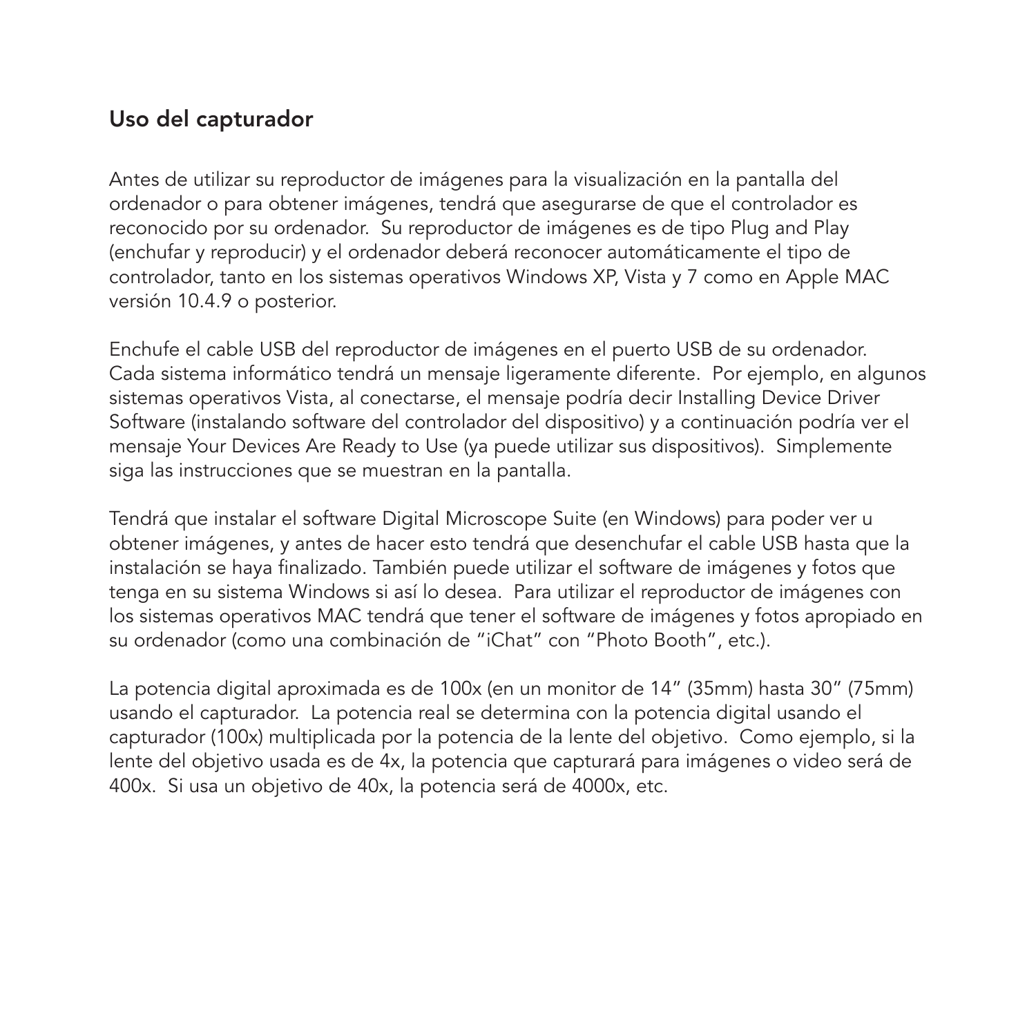## Uso del capturador

Antes de utilizar su reproductor de imágenes para la visualización en la pantalla del ordenador o para obtener imágenes, tendrá que asegurarse de que el controlador es reconocido por su ordenador. Su reproductor de imágenes es de tipo Plug and Play (enchufar y reproducir) y el ordenador deberá reconocer automáticamente el tipo de controlador, tanto en los sistemas operativos Windows XP, Vista y 7 como en Apple MAC versión 10.4.9 o posterior.

Enchufe el cable USB del reproductor de imágenes en el puerto USB de su ordenador. Cada sistema informático tendrá un mensaje ligeramente diferente. Por ejemplo, en algunos sistemas operativos Vista, al conectarse, el mensaje podría decir Installing Device Driver Software (instalando software del controlador del dispositivo) y a continuación podría ver el mensaje Your Devices Are Ready to Use (ya puede utilizar sus dispositivos). Simplemente siga las instrucciones que se muestran en la pantalla.

Tendrá que instalar el software Digital Microscope Suite (en Windows) para poder ver u obtener imágenes, y antes de hacer esto tendrá que desenchufar el cable USB hasta que la instalación se haya finalizado. También puede utilizar el software de imágenes y fotos que tenga en su sistema Windows si así lo desea. Para utilizar el reproductor de imágenes con los sistemas operativos MAC tendrá que tener el software de imágenes y fotos apropiado en su ordenador (como una combinación de "iChat" con "Photo Booth", etc.).

La potencia digital aproximada es de 100x (en un monitor de 14" (35mm) hasta 30" (75mm) usando el capturador. La potencia real se determina con la potencia digital usando el capturador (100x) multiplicada por la potencia de la lente del objetivo. Como ejemplo, si la lente del objetivo usada es de 4x, la potencia que capturará para imágenes o video será de 400x. Si usa un objetivo de 40x, la potencia será de 4000x, etc.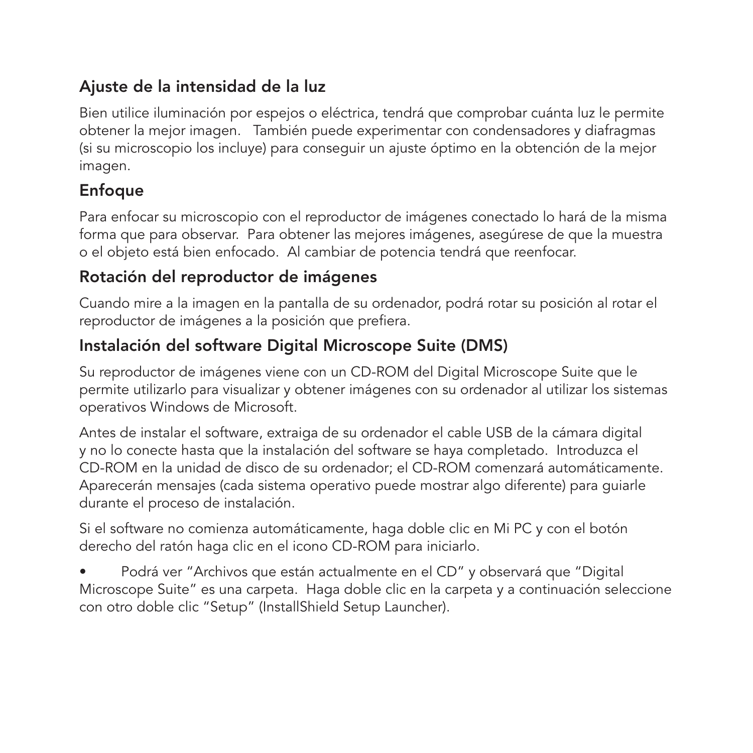## Ajuste de la intensidad de la luz

Bien utilice iluminación por espejos o eléctrica, tendrá que comprobar cuánta luz le permite obtener la mejor imagen. También puede experimentar con condensadores y diafragmas (si su microscopio los incluye) para conseguir un ajuste óptimo en la obtención de la mejor imagen.

## Enfoque

Para enfocar su microscopio con el reproductor de imágenes conectado lo hará de la misma forma que para observar. Para obtener las mejores imágenes, asegúrese de que la muestra o el objeto está bien enfocado. Al cambiar de potencia tendrá que reenfocar.

## Rotación del reproductor de imágenes

Cuando mire a la imagen en la pantalla de su ordenador, podrá rotar su posición al rotar el reproductor de imágenes a la posición que prefiera.

## Instalación del software Digital Microscope Suite (DMS)

Su reproductor de imágenes viene con un CD-ROM del Digital Microscope Suite que le permite utilizarlo para visualizar y obtener imágenes con su ordenador al utilizar los sistemas operativos Windows de Microsoft.

Antes de instalar el software, extraiga de su ordenador el cable USB de la cámara digital y no lo conecte hasta que la instalación del software se haya completado. Introduzca el CD-ROM en la unidad de disco de su ordenador; el CD-ROM comenzará automáticamente. Aparecerán mensajes (cada sistema operativo puede mostrar algo diferente) para guiarle durante el proceso de instalación.

Si el software no comienza automáticamente, haga doble clic en Mi PC y con el botón derecho del ratón haga clic en el icono CD-ROM para iniciarlo.

- Podrá ver "Archivos que están actualmente en el CD" y observará que "Digital Microscope Suite" es una carpeta. Haga doble clic en la carpeta y a continuación seleccione con otro doble clic "Setup" (InstallShield Setup Launcher).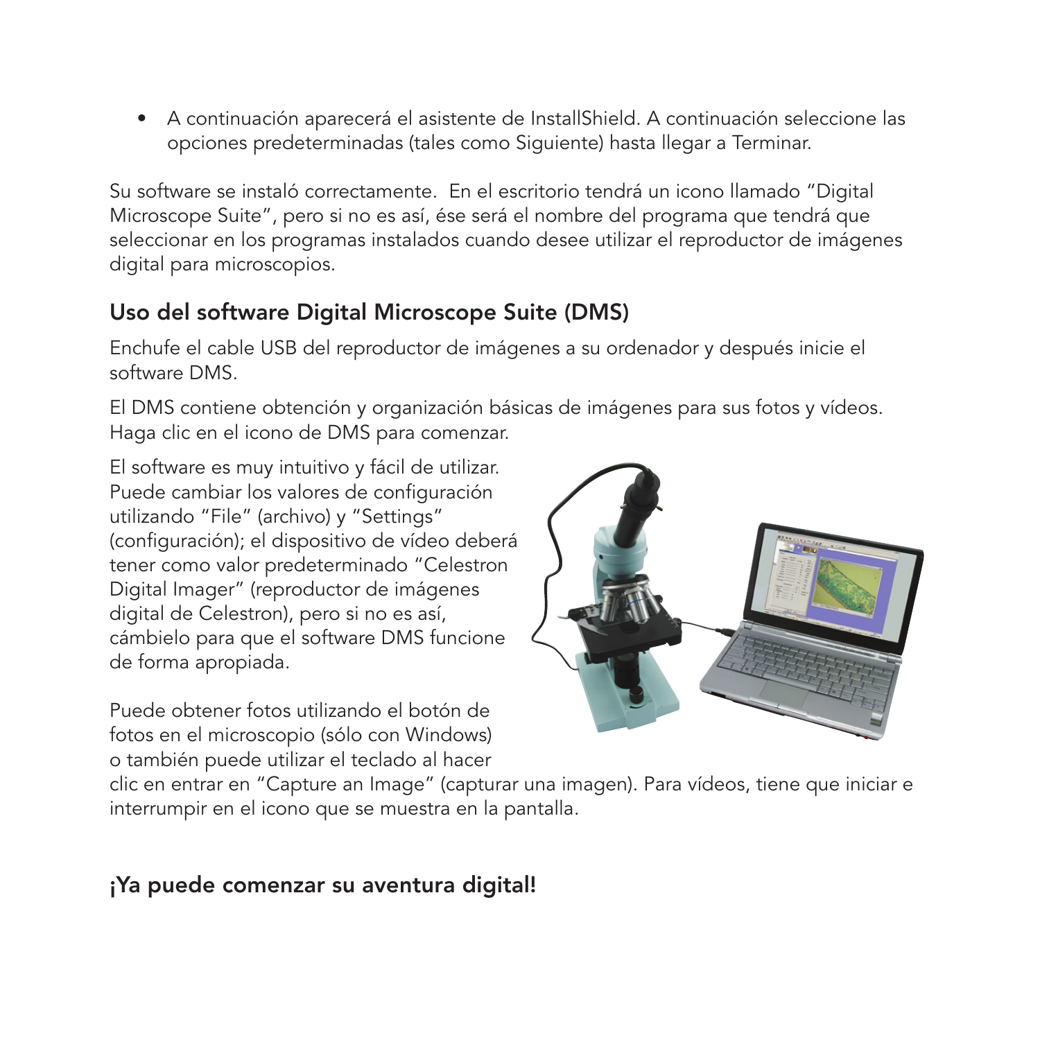- A continuación aparecerá el asistente de InstallShield. A continuación seleccione las opciones predeterminadas (tales como Siguiente) hasta llegar a Terminar.

Su software se instaló correctamente.  En el escritorio tendrá un icono llamado "Digital Microscope Suite", pero si no es así, ése será el nombre del programa que tendrá que seleccionar en los programas instalados cuando desee utilizar el reproductor de imágenes digital para microscopios.

## Uso del software Digital Microscope Suite (DMS)

Enchufe el cable USB del reproductor de imágenes a su ordenador y después inicie el software DMS.

El DMS contiene obtención y organización básicas de imágenes para sus fotos y vídeos. Haga clic en el icono de DMS para comenzar.

El software es muy intuitivo y fácil de utilizar. Puede cambiar los valores de configuración utilizando "File" (archivo) y "Settings" (configuración); el dispositivo de vídeo deberá tener como valor predeterminado "Celestron Digital Imager" (reproductor de imágenes digital de Celestron), pero si no es así, cámbielo para que el software DMS funcione de forma apropiada.

Puede obtener fotos utilizando el botón de fotos en el microscopio (sólo con Windows) o también puede utilizar el teclado al hacer clic en entrar en "Capture an Image" (capturar una imagen). Para vídeos, tiene que iniciar e interrumpir en el icono que se muestra en la pantalla.

## ¡Ya puede comenzar su aventura digital!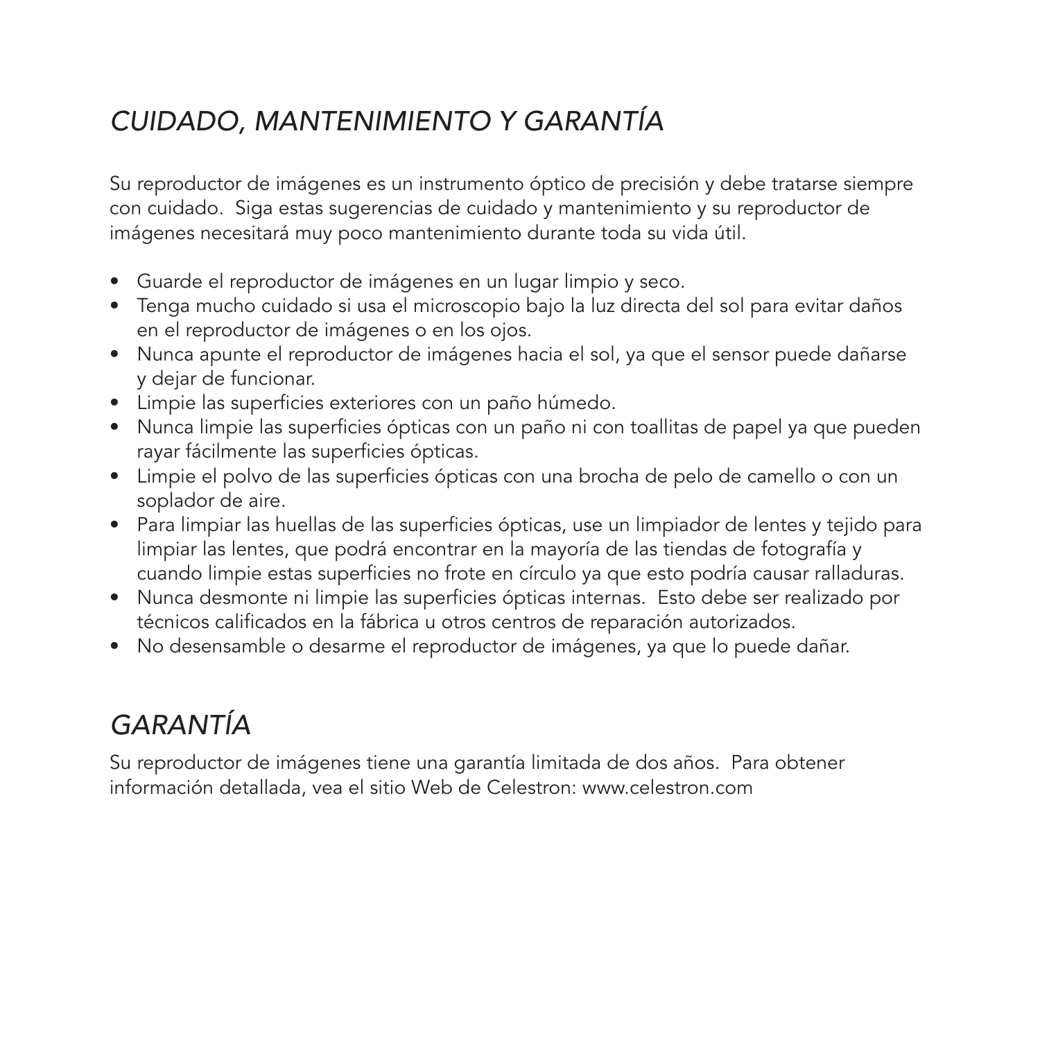## *CUIDADO, MANTENIMIENTO Y GARANTÍA*

Su reproductor de imágenes es un instrumento óptico de precisión y debe tratarse siempre con cuidado. Siga estas sugerencias de cuidado y mantenimiento y su reproductor de imágenes necesitará muy poco mantenimiento durante toda su vida útil.

- Guarde el reproductor de imágenes en un lugar limpio y seco.
- Tenga mucho cuidado si usa el microscopio bajo la luz directa del sol para evitar daños en el reproductor de imágenes o en los ojos.
- Nunca apunte el reproductor de imágenes hacia el sol, ya que el sensor puede dañarse y dejar de funcionar.
- Limpie las superficies exteriores con un paño húmedo.
- Nunca limpie las superficies ópticas con un paño ni con toallitas de papel ya que pueden rayar fácilmente las superficies ópticas.
- Limpie el polvo de las superficies ópticas con una brocha de pelo de camello o con un soplador de aire.
- Para limpiar las huellas de las superficies ópticas, use un limpiador de lentes y tejido para limpiar las lentes, que podrá encontrar en la mayoría de las tiendas de fotografía y cuando limpie estas superficies no frote en círculo ya que esto podría causar ralladuras.
- Nunca desmonte ni limpie las superficies ópticas internas. Esto debe ser realizado por técnicos calificados en la fábrica u otros centros de reparación autorizados.
- No desensamble o desarme el reproductor de imágenes, ya que lo puede dañar.

## *GARANTÍA*

Su reproductor de imágenes tiene una garantía limitada de dos años. Para obtener información detallada, vea el sitio Web de Celestron: www.celestron.com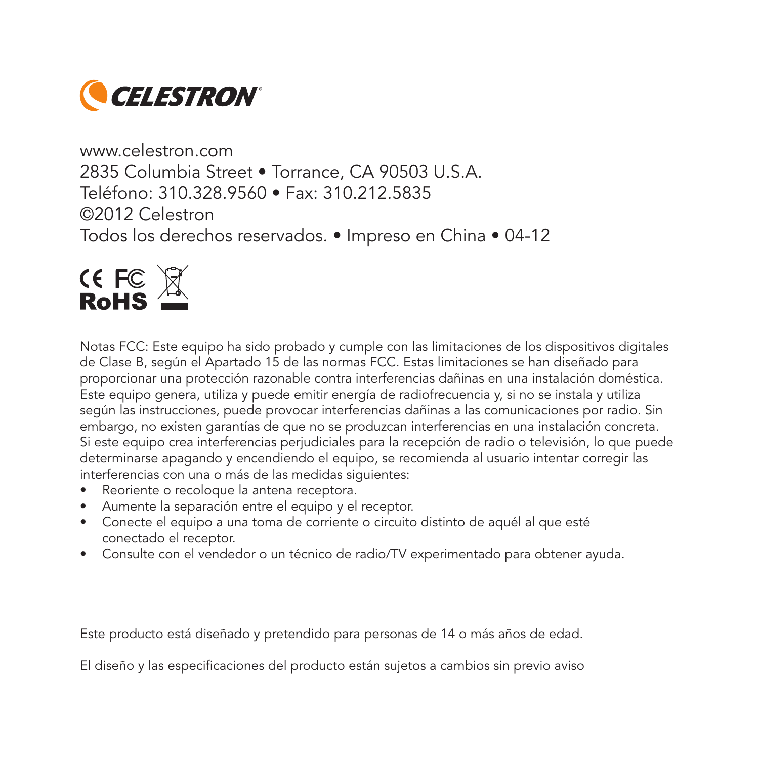CELESTRON

www.celestron.com
2835 Columbia Street • Torrance, CA 90503 U.S.A.
Teléfono: 310.328.9560 • Fax: 310.212.5835
©2012 Celestron
Todos los derechos reservados. • Impreso en China • 04-12

CE FC RoHS

Notas FCC: Este equipo ha sido probado y cumple con las limitaciones de los dispositivos digitales de Clase B, según el Apartado 15 de las normas FCC. Estas limitaciones se han diseñado para proporcionar una protección razonable contra interferencias dañinas en una instalación doméstica. Este equipo genera, utiliza y puede emitir energía de radiofrecuencia y, si no se instala y utiliza según las instrucciones, puede provocar interferencias dañinas a las comunicaciones por radio. Sin embargo, no existen garantías de que no se produzcan interferencias en una instalación concreta. Si este equipo crea interferencias perjudiciales para la recepción de radio o televisión, lo que puede determinarse apagando y encendiendo el equipo, se recomienda al usuario intentar corregir las interferencias con una o más de las medidas siguientes:

- Reoriente o recoloque la antena receptora.
- Aumente la separación entre el equipo y el receptor.
- Conecte el equipo a una toma de corriente o circuito distinto de aquél al que esté conectado el receptor.
- Consulte con el vendedor o un técnico de radio/TV experimentado para obtener ayuda.

Este producto está diseñado y pretendido para personas de 14 o más años de edad.

El diseño y las especificaciones del producto están sujetos a cambios sin previo aviso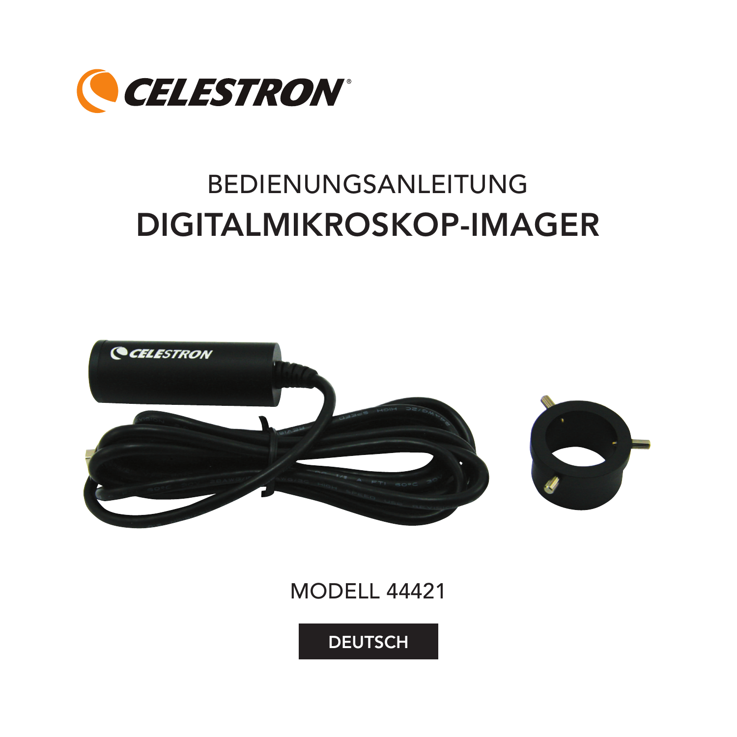CELESTRON

BEDIENUNGSANLEITUNG

# DIGITALMIKROSKOP-IMAGER

MODELL 44421

DEUTSCH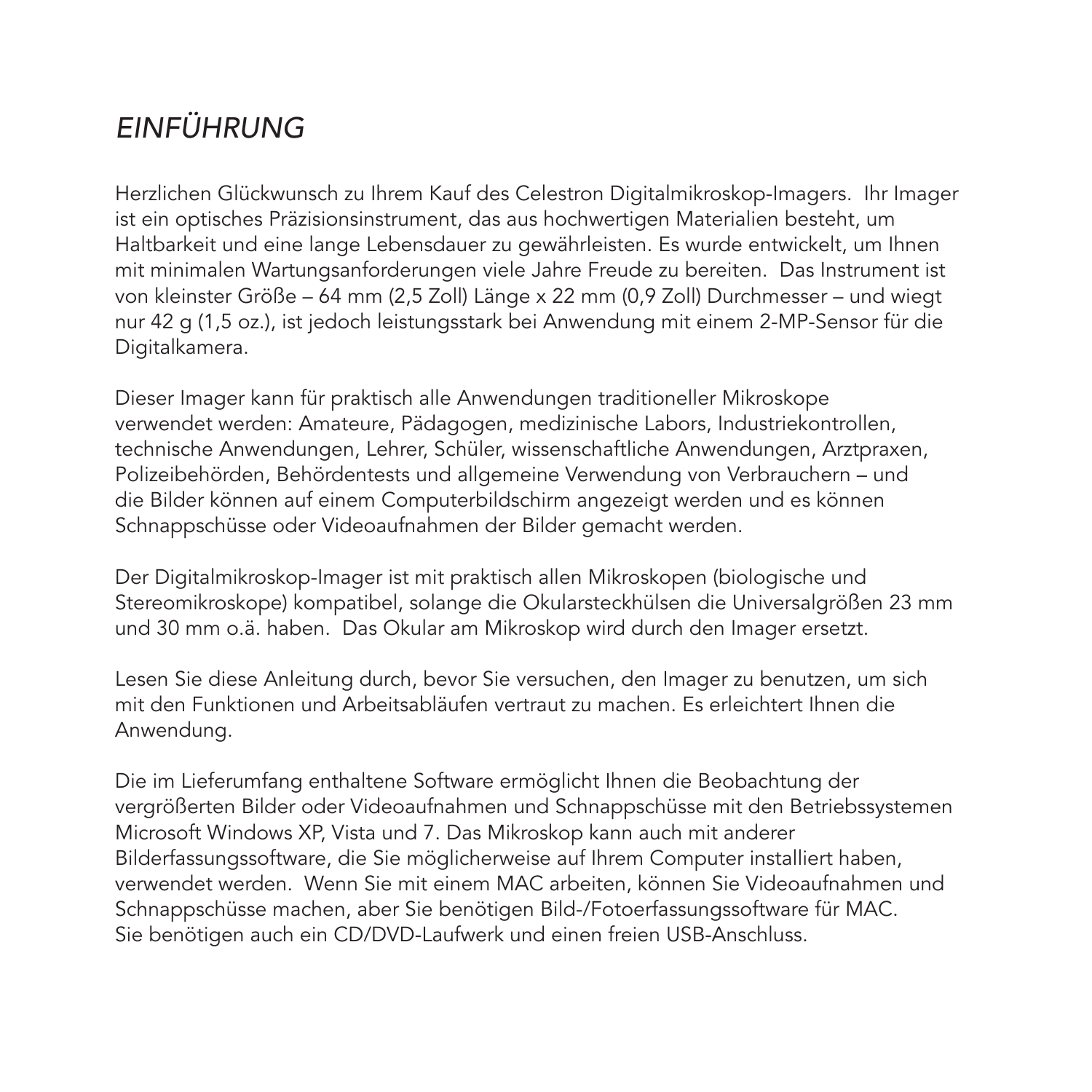# *EINFÜHRUNG*

Herzlichen Glückwunsch zu Ihrem Kauf des Celestron Digitalmikroskop-Imagers. Ihr Imager ist ein optisches Präzisionsinstrument, das aus hochwertigen Materialien besteht, um Haltbarkeit und eine lange Lebensdauer zu gewährleisten. Es wurde entwickelt, um Ihnen mit minimalen Wartungsanforderungen viele Jahre Freude zu bereiten. Das Instrument ist von kleinster Größe – 64 mm (2,5 Zoll) Länge x 22 mm (0,9 Zoll) Durchmesser – und wiegt nur 42 g (1,5 oz.), ist jedoch leistungsstark bei Anwendung mit einem 2-MP-Sensor für die Digitalkamera.

Dieser Imager kann für praktisch alle Anwendungen traditioneller Mikroskope verwendet werden: Amateure, Pädagogen, medizinische Labors, Industriekontrollen, technische Anwendungen, Lehrer, Schüler, wissenschaftliche Anwendungen, Arztpraxen, Polizeibehörden, Behördentests und allgemeine Verwendung von Verbrauchern – und die Bilder können auf einem Computerbildschirm angezeigt werden und es können Schnappschüsse oder Videoaufnahmen der Bilder gemacht werden.

Der Digitalmikroskop-Imager ist mit praktisch allen Mikroskopen (biologische und Stereomikroskope) kompatibel, solange die Okularsteckhülsen die Universalgrößen 23 mm und 30 mm o.ä. haben. Das Okular am Mikroskop wird durch den Imager ersetzt.

Lesen Sie diese Anleitung durch, bevor Sie versuchen, den Imager zu benutzen, um sich mit den Funktionen und Arbeitsabläufen vertraut zu machen. Es erleichtert Ihnen die Anwendung.

Die im Lieferumfang enthaltene Software ermöglicht Ihnen die Beobachtung der vergrößerten Bilder oder Videoaufnahmen und Schnappschüsse mit den Betriebssystemen Microsoft Windows XP, Vista und 7. Das Mikroskop kann auch mit anderer Bilderfassungssoftware, die Sie möglicherweise auf Ihrem Computer installiert haben, verwendet werden. Wenn Sie mit einem MAC arbeiten, können Sie Videoaufnahmen und Schnappschüsse machen, aber Sie benötigen Bild-/Fotoerfassungssoftware für MAC. Sie benötigen auch ein CD/DVD-Laufwerk und einen freien USB-Anschluss.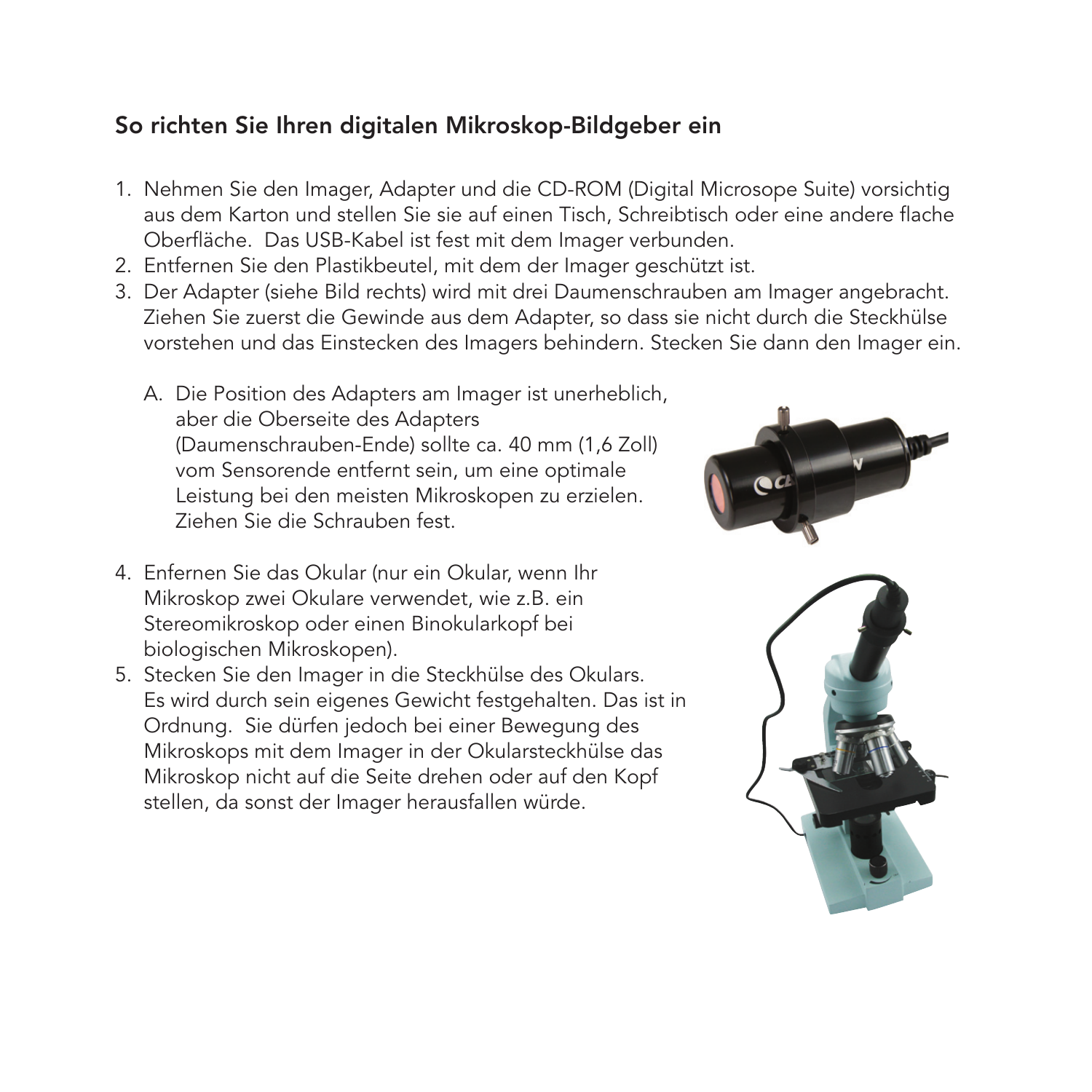## So richten Sie Ihren digitalen Mikroskop-Bildgeber ein

1. Nehmen Sie den Imager, Adapter und die CD-ROM (Digital Microsope Suite) vorsichtig aus dem Karton und stellen Sie sie auf einen Tisch, Schreibtisch oder eine andere flache Oberfläche. Das USB-Kabel ist fest mit dem Imager verbunden.
2. Entfernen Sie den Plastikbeutel, mit dem der Imager geschützt ist.
3. Der Adapter (siehe Bild rechts) wird mit drei Daumenschrauben am Imager angebracht. Ziehen Sie zuerst die Gewinde aus dem Adapter, so dass sie nicht durch die Steckhülse vorstehen und das Einstecken des Imagers behindern. Stecken Sie dann den Imager ein.

   A. Die Position des Adapters am Imager ist unerheblich, aber die Oberseite des Adapters (Daumenschrauben-Ende) sollte ca. 40 mm (1,6 Zoll) vom Sensorende entfernt sein, um eine optimale Leistung bei den meisten Mikroskopen zu erzielen. Ziehen Sie die Schrauben fest.

4. Enfernen Sie das Okular (nur ein Okular, wenn Ihr Mikroskop zwei Okulare verwendet, wie z.B. ein Stereomikroskop oder einen Binokularkopf bei biologischen Mikroskopen).
5. Stecken Sie den Imager in die Steckhülse des Okulars. Es wird durch sein eigenes Gewicht festgehalten. Das ist in Ordnung. Sie dürfen jedoch bei einer Bewegung des Mikroskops mit dem Imager in der Okularsteckhülse das Mikroskop nicht auf die Seite drehen oder auf den Kopf stellen, da sonst der Imager herausfallen würde.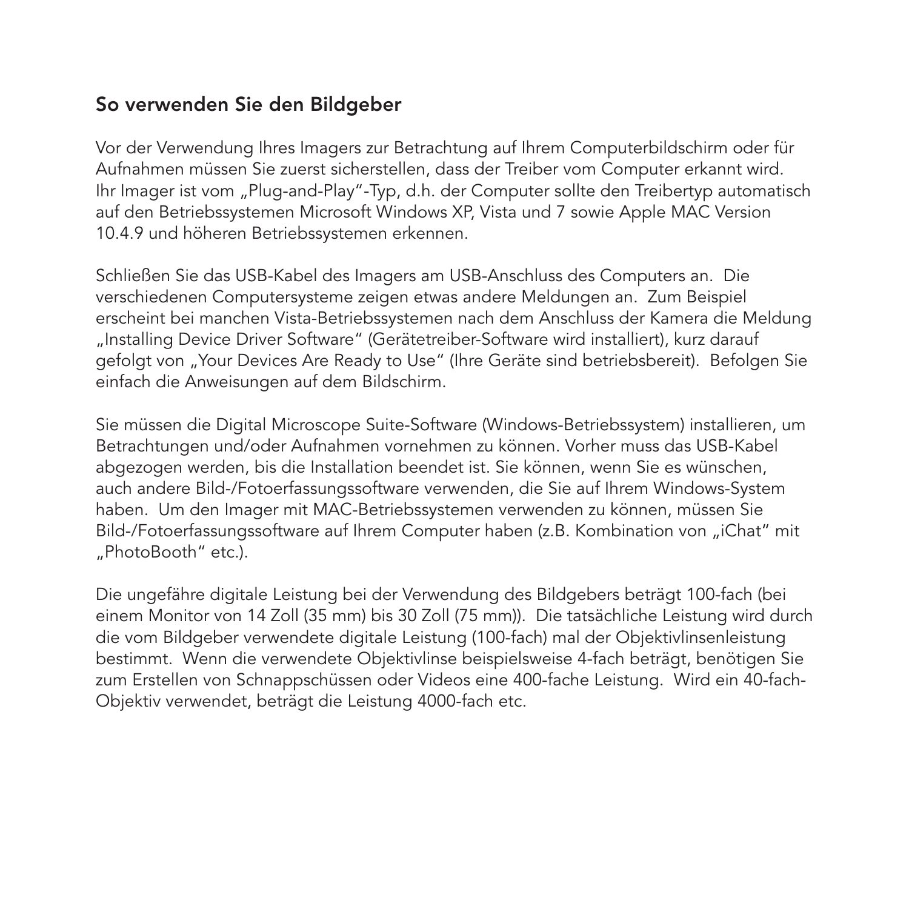## So verwenden Sie den Bildgeber

Vor der Verwendung Ihres Imagers zur Betrachtung auf Ihrem Computerbildschirm oder für Aufnahmen müssen Sie zuerst sicherstellen, dass der Treiber vom Computer erkannt wird. Ihr Imager ist vom „Plug-and-Play"-Typ, d.h. der Computer sollte den Treibertyp automatisch auf den Betriebssystemen Microsoft Windows XP, Vista und 7 sowie Apple MAC Version 10.4.9 und höheren Betriebssystemen erkennen.

Schließen Sie das USB-Kabel des Imagers am USB-Anschluss des Computers an. Die verschiedenen Computersysteme zeigen etwas andere Meldungen an. Zum Beispiel erscheint bei manchen Vista-Betriebssystemen nach dem Anschluss der Kamera die Meldung „Installing Device Driver Software" (Gerätetreiber-Software wird installiert), kurz darauf gefolgt von „Your Devices Are Ready to Use" (Ihre Geräte sind betriebsbereit). Befolgen Sie einfach die Anweisungen auf dem Bildschirm.

Sie müssen die Digital Microscope Suite-Software (Windows-Betriebssystem) installieren, um Betrachtungen und/oder Aufnahmen vornehmen zu können. Vorher muss das USB-Kabel abgezogen werden, bis die Installation beendet ist. Sie können, wenn Sie es wünschen, auch andere Bild-/Fotoerfassungssoftware verwenden, die Sie auf Ihrem Windows-System haben. Um den Imager mit MAC-Betriebssystemen verwenden zu können, müssen Sie Bild-/Fotoerfassungssoftware auf Ihrem Computer haben (z.B. Kombination von „iChat" mit „PhotoBooth" etc.).

Die ungefähre digitale Leistung bei der Verwendung des Bildgebers beträgt 100-fach (bei einem Monitor von 14 Zoll (35 mm) bis 30 Zoll (75 mm)). Die tatsächliche Leistung wird durch die vom Bildgeber verwendete digitale Leistung (100-fach) mal der Objektivlinsenleistung bestimmt. Wenn die verwendete Objektivlinse beispielsweise 4-fach beträgt, benötigen Sie zum Erstellen von Schnappschüssen oder Videos eine 400-fache Leistung. Wird ein 40-fach-Objektiv verwendet, beträgt die Leistung 4000-fach etc.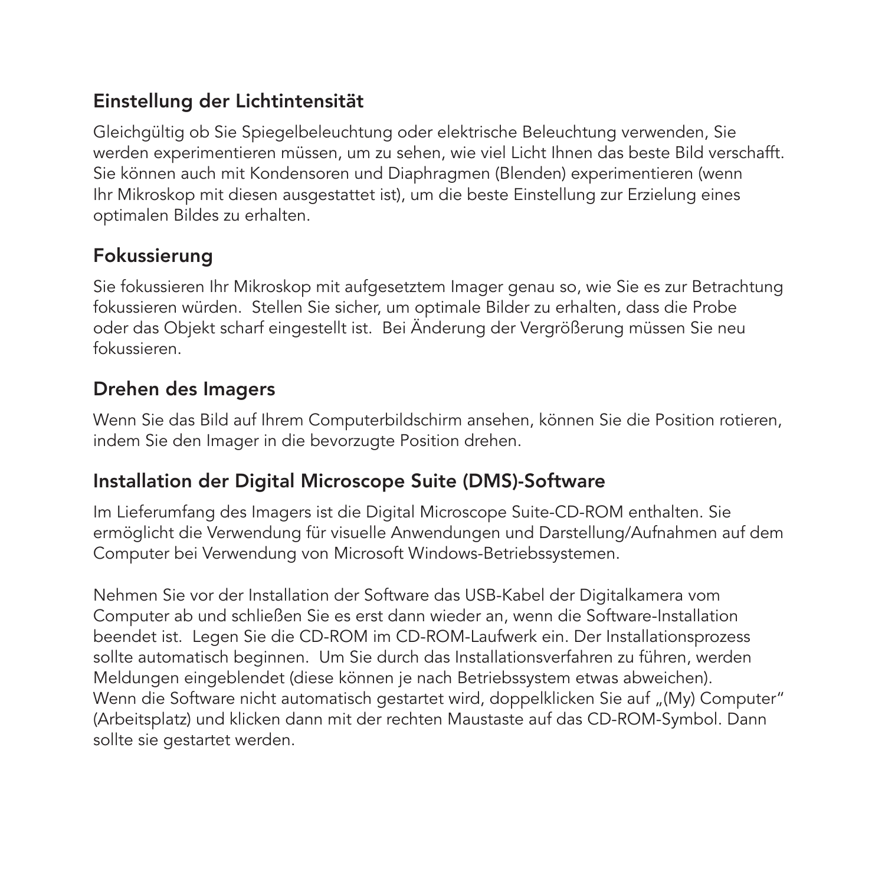## Einstellung der Lichtintensität

Gleichgültig ob Sie Spiegelbeleuchtung oder elektrische Beleuchtung verwenden, Sie werden experimentieren müssen, um zu sehen, wie viel Licht Ihnen das beste Bild verschafft. Sie können auch mit Kondensoren und Diaphragmen (Blenden) experimentieren (wenn Ihr Mikroskop mit diesen ausgestattet ist), um die beste Einstellung zur Erzielung eines optimalen Bildes zu erhalten.

## Fokussierung

Sie fokussieren Ihr Mikroskop mit aufgesetztem Imager genau so, wie Sie es zur Betrachtung fokussieren würden. Stellen Sie sicher, um optimale Bilder zu erhalten, dass die Probe oder das Objekt scharf eingestellt ist. Bei Änderung der Vergrößerung müssen Sie neu fokussieren.

## Drehen des Imagers

Wenn Sie das Bild auf Ihrem Computerbildschirm ansehen, können Sie die Position rotieren, indem Sie den Imager in die bevorzugte Position drehen.

## Installation der Digital Microscope Suite (DMS)-Software

Im Lieferumfang des Imagers ist die Digital Microscope Suite-CD-ROM enthalten. Sie ermöglicht die Verwendung für visuelle Anwendungen und Darstellung/Aufnahmen auf dem Computer bei Verwendung von Microsoft Windows-Betriebssystemen.

Nehmen Sie vor der Installation der Software das USB-Kabel der Digitalkamera vom Computer ab und schließen Sie es erst dann wieder an, wenn die Software-Installation beendet ist. Legen Sie die CD-ROM im CD-ROM-Laufwerk ein. Der Installationsprozess sollte automatisch beginnen. Um Sie durch das Installationsverfahren zu führen, werden Meldungen eingeblendet (diese können je nach Betriebssystem etwas abweichen). Wenn die Software nicht automatisch gestartet wird, doppelklicken Sie auf „(My) Computer" (Arbeitsplatz) und klicken dann mit der rechten Maustaste auf das CD-ROM-Symbol. Dann sollte sie gestartet werden.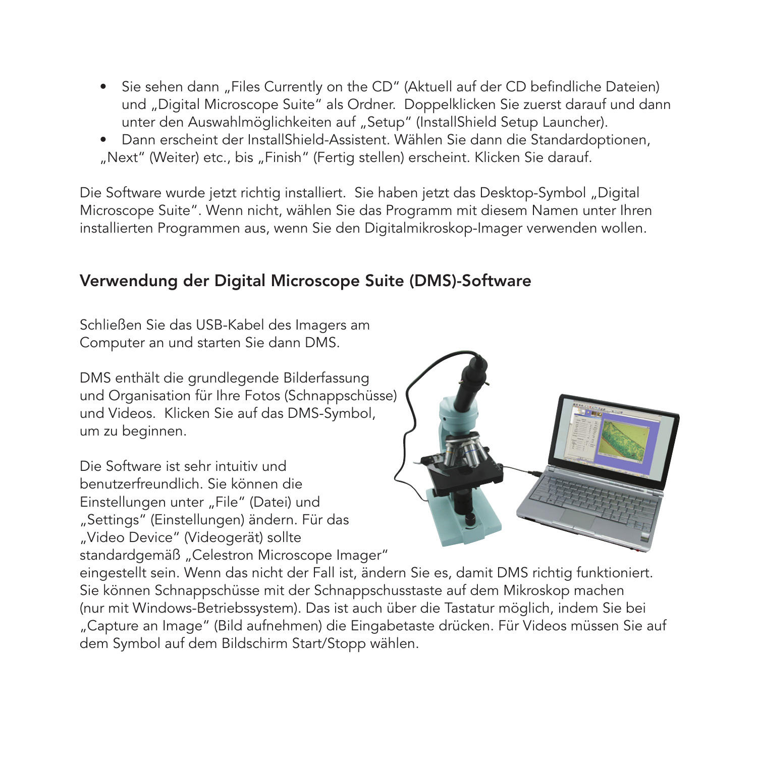- Sie sehen dann „Files Currently on the CD" (Aktuell auf der CD befindliche Dateien) und „Digital Microscope Suite" als Ordner. Doppelklicken Sie zuerst darauf und dann unter den Auswahlmöglichkeiten auf „Setup" (InstallShield Setup Launcher).
- Dann erscheint der InstallShield-Assistent. Wählen Sie dann die Standardoptionen, „Next" (Weiter) etc., bis „Finish" (Fertig stellen) erscheint. Klicken Sie darauf.

Die Software wurde jetzt richtig installiert. Sie haben jetzt das Desktop-Symbol „Digital Microscope Suite". Wenn nicht, wählen Sie das Programm mit diesem Namen unter Ihren installierten Programmen aus, wenn Sie den Digitalmikroskop-Imager verwenden wollen.

## Verwendung der Digital Microscope Suite (DMS)-Software

Schließen Sie das USB-Kabel des Imagers am Computer an und starten Sie dann DMS.

DMS enthält die grundlegende Bilderfassung und Organisation für Ihre Fotos (Schnappschüsse) und Videos. Klicken Sie auf das DMS-Symbol, um zu beginnen.

Die Software ist sehr intuitiv und benutzerfreundlich. Sie können die Einstellungen unter „File" (Datei) und „Settings" (Einstellungen) ändern. Für das „Video Device" (Videogerät) sollte standardgemäß „Celestron Microscope Imager" eingestellt sein. Wenn das nicht der Fall ist, ändern Sie es, damit DMS richtig funktioniert. Sie können Schnappschüsse mit der Schnappschusstaste auf dem Mikroskop machen (nur mit Windows-Betriebssystem). Das ist auch über die Tastatur möglich, indem Sie bei „Capture an Image" (Bild aufnehmen) die Eingabetaste drücken. Für Videos müssen Sie auf dem Symbol auf dem Bildschirm Start/Stopp wählen.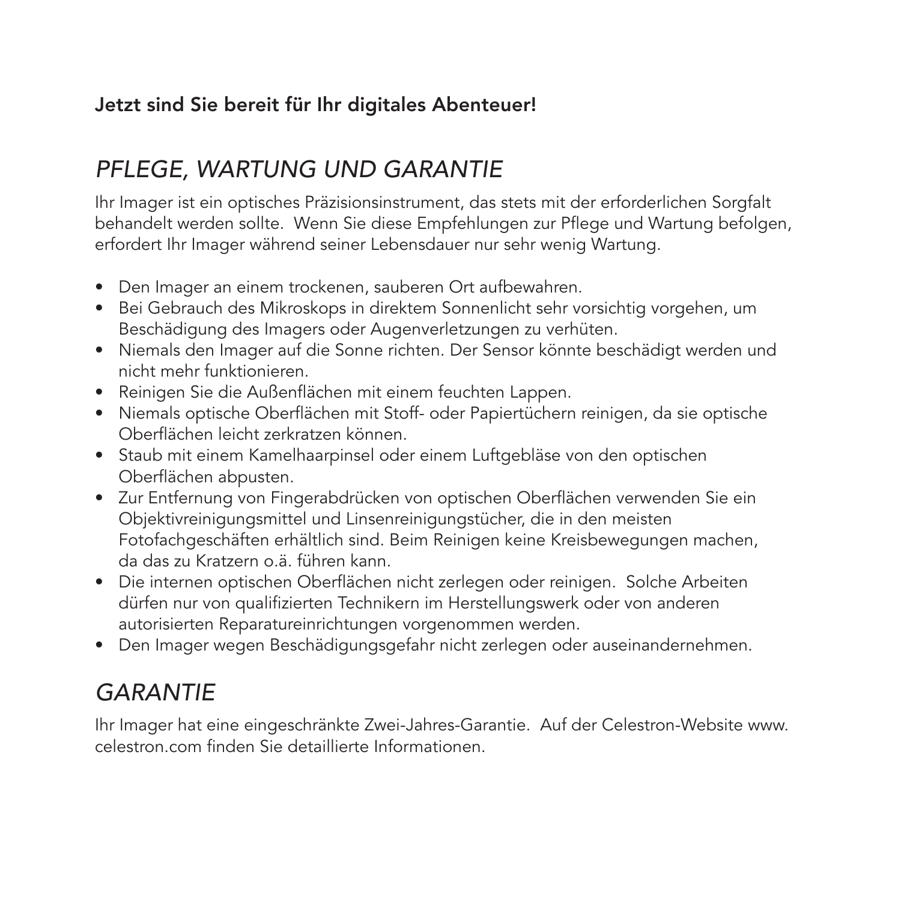**Jetzt sind Sie bereit für Ihr digitales Abenteuer!**

## *PFLEGE, WARTUNG UND GARANTIE*

Ihr Imager ist ein optisches Präzisionsinstrument, das stets mit der erforderlichen Sorgfalt behandelt werden sollte. Wenn Sie diese Empfehlungen zur Pflege und Wartung befolgen, erfordert Ihr Imager während seiner Lebensdauer nur sehr wenig Wartung.

- Den Imager an einem trockenen, sauberen Ort aufbewahren.
- Bei Gebrauch des Mikroskops in direktem Sonnenlicht sehr vorsichtig vorgehen, um Beschädigung des Imagers oder Augenverletzungen zu verhüten.
- Niemals den Imager auf die Sonne richten. Der Sensor könnte beschädigt werden und nicht mehr funktionieren.
- Reinigen Sie die Außenflächen mit einem feuchten Lappen.
- Niemals optische Oberflächen mit Stoff- oder Papiertüchern reinigen, da sie optische Oberflächen leicht zerkratzen können.
- Staub mit einem Kamelhaarpinsel oder einem Luftgebläse von den optischen Oberflächen abpusten.
- Zur Entfernung von Fingerabdrücken von optischen Oberflächen verwenden Sie ein Objektivreinigungsmittel und Linsenreinigungstücher, die in den meisten Fotofachgeschäften erhältlich sind. Beim Reinigen keine Kreisbewegungen machen, da das zu Kratzern o.ä. führen kann.
- Die internen optischen Oberflächen nicht zerlegen oder reinigen. Solche Arbeiten dürfen nur von qualifizierten Technikern im Herstellungswerk oder von anderen autorisierten Reparatureinrichtungen vorgenommen werden.
- Den Imager wegen Beschädigungsgefahr nicht zerlegen oder auseinandernehmen.

## *GARANTIE*

Ihr Imager hat eine eingeschränkte Zwei-Jahres-Garantie. Auf der Celestron-Website www.celestron.com finden Sie detaillierte Informationen.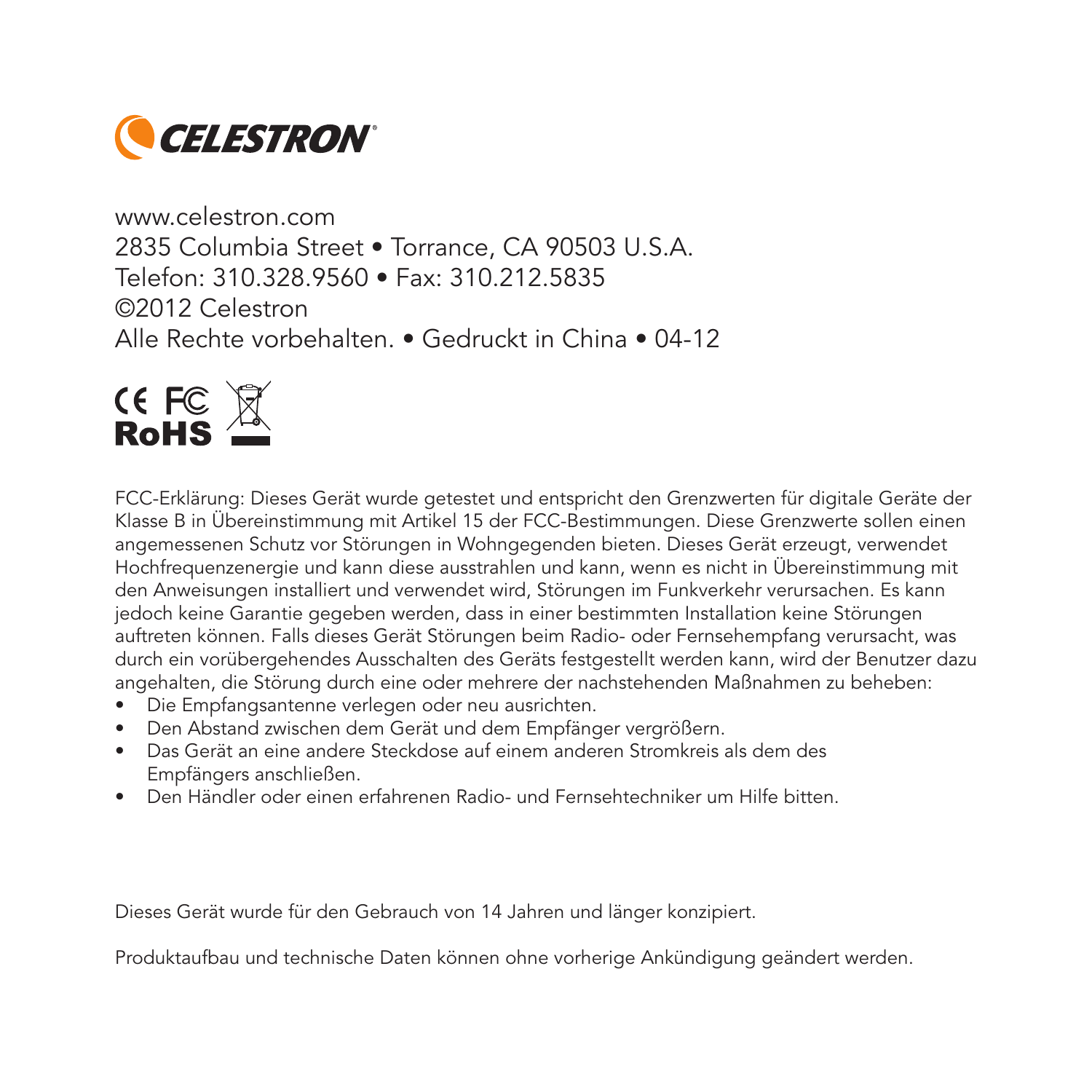CELESTRON

www.celestron.com
2835 Columbia Street • Torrance, CA 90503 U.S.A.
Telefon: 310.328.9560 • Fax: 310.212.5835
©2012 Celestron
Alle Rechte vorbehalten. • Gedruckt in China • 04-12

CE FC
RoHS

FCC-Erklärung: Dieses Gerät wurde getestet und entspricht den Grenzwerten für digitale Geräte der Klasse B in Übereinstimmung mit Artikel 15 der FCC-Bestimmungen. Diese Grenzwerte sollen einen angemessenen Schutz vor Störungen in Wohngegenden bieten. Dieses Gerät erzeugt, verwendet Hochfrequenzenergie und kann diese ausstrahlen und kann, wenn es nicht in Übereinstimmung mit den Anweisungen installiert und verwendet wird, Störungen im Funkverkehr verursachen. Es kann jedoch keine Garantie gegeben werden, dass in einer bestimmten Installation keine Störungen auftreten können. Falls dieses Gerät Störungen beim Radio- oder Fernsehempfang verursacht, was durch ein vorübergehendes Ausschalten des Geräts festgestellt werden kann, wird der Benutzer dazu angehalten, die Störung durch eine oder mehrere der nachstehenden Maßnahmen zu beheben:

- Die Empfangsantenne verlegen oder neu ausrichten.
- Den Abstand zwischen dem Gerät und dem Empfänger vergrößern.
- Das Gerät an eine andere Steckdose auf einem anderen Stromkreis als dem des Empfängers anschließen.
- Den Händler oder einen erfahrenen Radio- und Fernsehtechniker um Hilfe bitten.

Dieses Gerät wurde für den Gebrauch von 14 Jahren und länger konzipiert.

Produktaufbau und technische Daten können ohne vorherige Ankündigung geändert werden.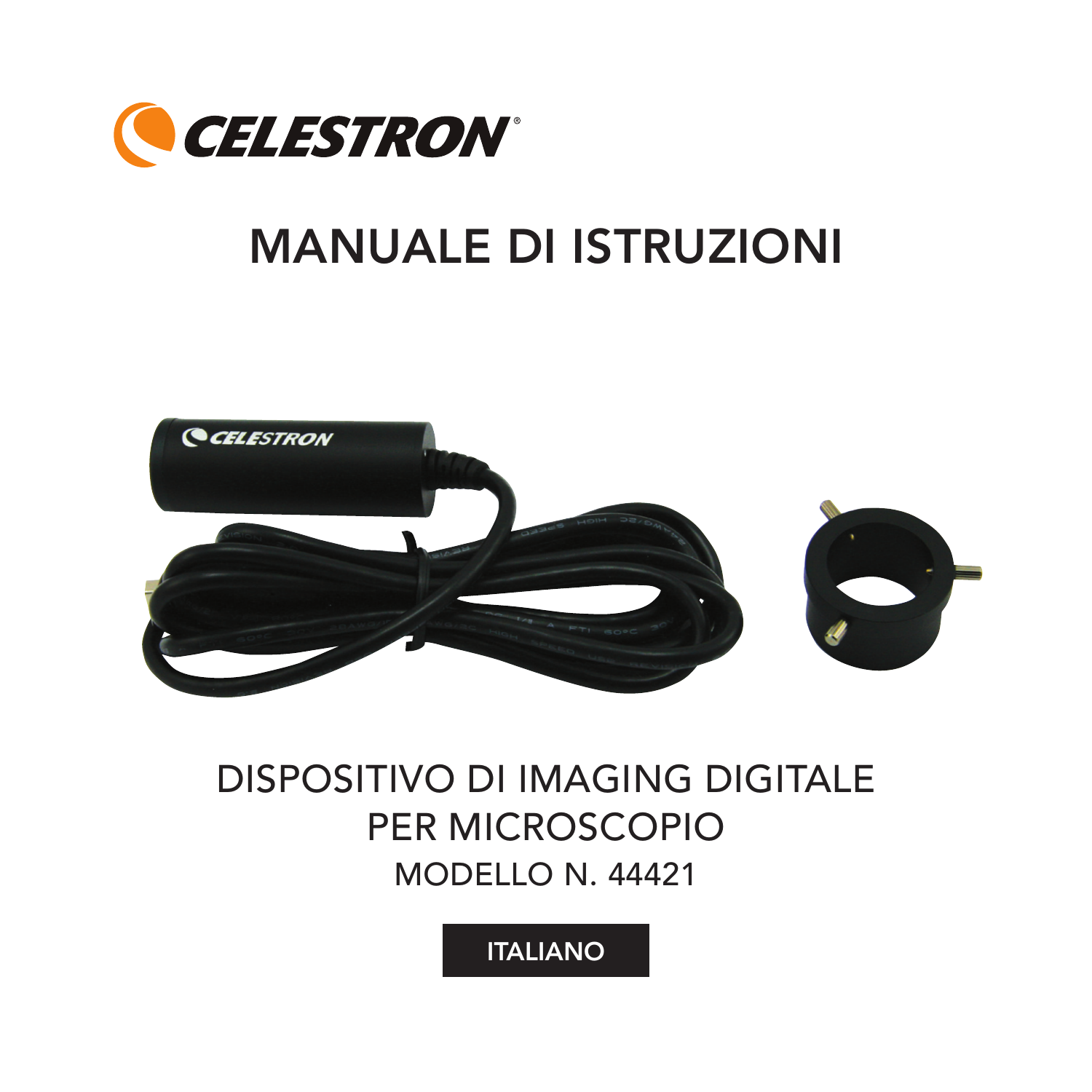# MANUALE DI ISTRUZIONI

DISPOSITIVO DI IMAGING DIGITALE PER MICROSCOPIO

MODELLO N. 44421

ITALIANO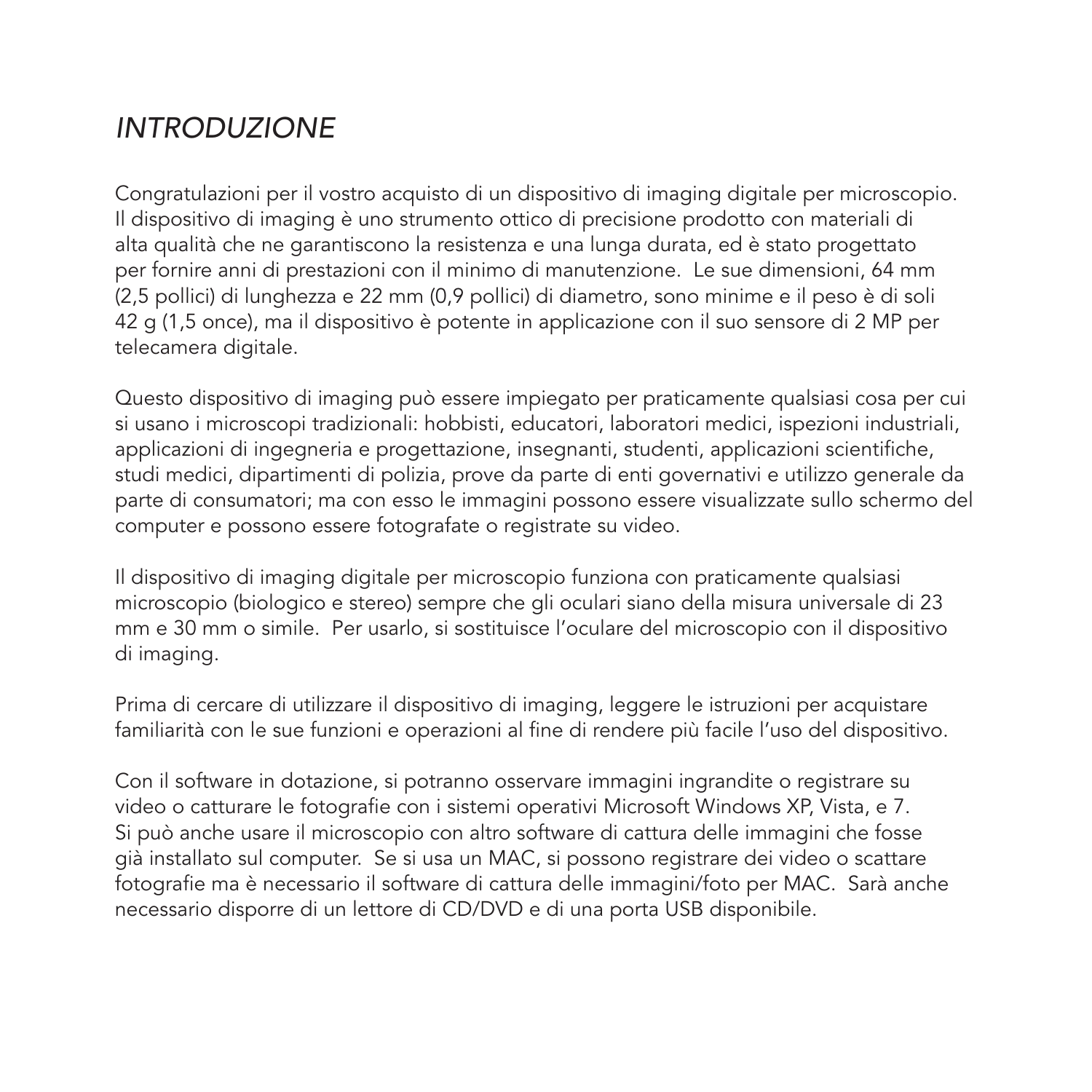# *INTRODUZIONE*

Congratulazioni per il vostro acquisto di un dispositivo di imaging digitale per microscopio. Il dispositivo di imaging è uno strumento ottico di precisione prodotto con materiali di alta qualità che ne garantiscono la resistenza e una lunga durata, ed è stato progettato per fornire anni di prestazioni con il minimo di manutenzione. Le sue dimensioni, 64 mm (2,5 pollici) di lunghezza e 22 mm (0,9 pollici) di diametro, sono minime e il peso è di soli 42 g (1,5 once), ma il dispositivo è potente in applicazione con il suo sensore di 2 MP per telecamera digitale.

Questo dispositivo di imaging può essere impiegato per praticamente qualsiasi cosa per cui si usano i microscopi tradizionali: hobbisti, educatori, laboratori medici, ispezioni industriali, applicazioni di ingegneria e progettazione, insegnanti, studenti, applicazioni scientifiche, studi medici, dipartimenti di polizia, prove da parte di enti governativi e utilizzo generale da parte di consumatori; ma con esso le immagini possono essere visualizzate sullo schermo del computer e possono essere fotografate o registrate su video.

Il dispositivo di imaging digitale per microscopio funziona con praticamente qualsiasi microscopio (biologico e stereo) sempre che gli oculari siano della misura universale di 23 mm e 30 mm o simile. Per usarlo, si sostituisce l'oculare del microscopio con il dispositivo di imaging.

Prima di cercare di utilizzare il dispositivo di imaging, leggere le istruzioni per acquistare familiarità con le sue funzioni e operazioni al fine di rendere più facile l'uso del dispositivo.

Con il software in dotazione, si potranno osservare immagini ingrandite o registrare su video o catturare le fotografie con i sistemi operativi Microsoft Windows XP, Vista, e 7. Si può anche usare il microscopio con altro software di cattura delle immagini che fosse già installato sul computer. Se si usa un MAC, si possono registrare dei video o scattare fotografie ma è necessario il software di cattura delle immagini/foto per MAC. Sarà anche necessario disporre di un lettore di CD/DVD e di una porta USB disponibile.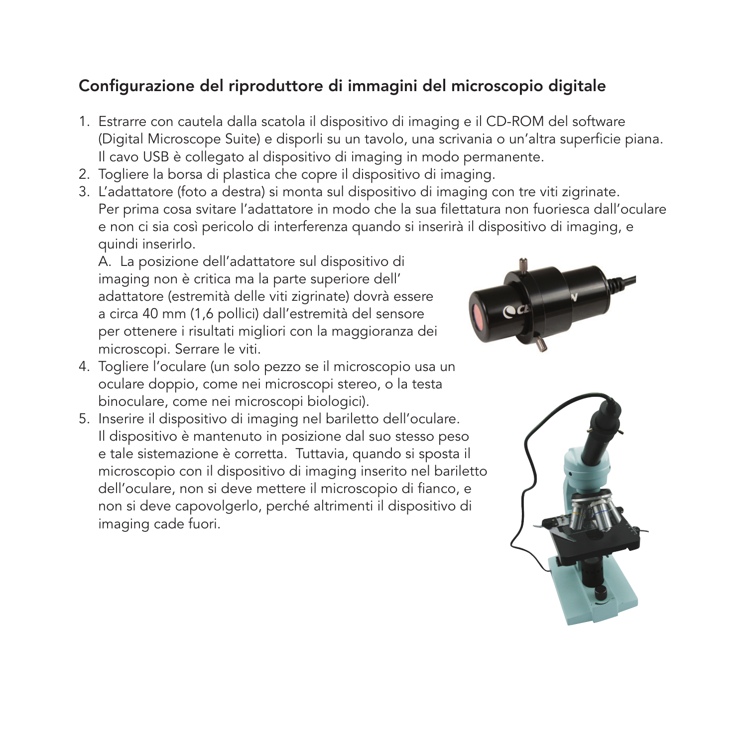## Configurazione del riproduttore di immagini del microscopio digitale

1. Estrarre con cautela dalla scatola il dispositivo di imaging e il CD-ROM del software (Digital Microscope Suite) e disporli su un tavolo, una scrivania o un'altra superficie piana. Il cavo USB è collegato al dispositivo di imaging in modo permanente.
2. Togliere la borsa di plastica che copre il dispositivo di imaging.
3. L'adattatore (foto a destra) si monta sul dispositivo di imaging con tre viti zigrinate. Per prima cosa svitare l'adattatore in modo che la sua filettatura non fuoriesca dall'oculare e non ci sia così pericolo di interferenza quando si inserirà il dispositivo di imaging, e quindi inserirlo.

   A. La posizione dell'adattatore sul dispositivo di imaging non è critica ma la parte superiore dell' adattatore (estremità delle viti zigrinate) dovrà essere a circa 40 mm (1,6 pollici) dall'estremità del sensore per ottenere i risultati migliori con la maggioranza dei microscopi. Serrare le viti.
4. Togliere l'oculare (un solo pezzo se il microscopio usa un oculare doppio, come nei microscopi stereo, o la testa binoculare, come nei microscopi biologici).
5. Inserire il dispositivo di imaging nel bariletto dell'oculare. Il dispositivo è mantenuto in posizione dal suo stesso peso e tale sistemazione è corretta. Tuttavia, quando si sposta il microscopio con il dispositivo di imaging inserito nel bariletto dell'oculare, non si deve mettere il microscopio di fianco, e non si deve capovolgerlo, perché altrimenti il dispositivo di imaging cade fuori.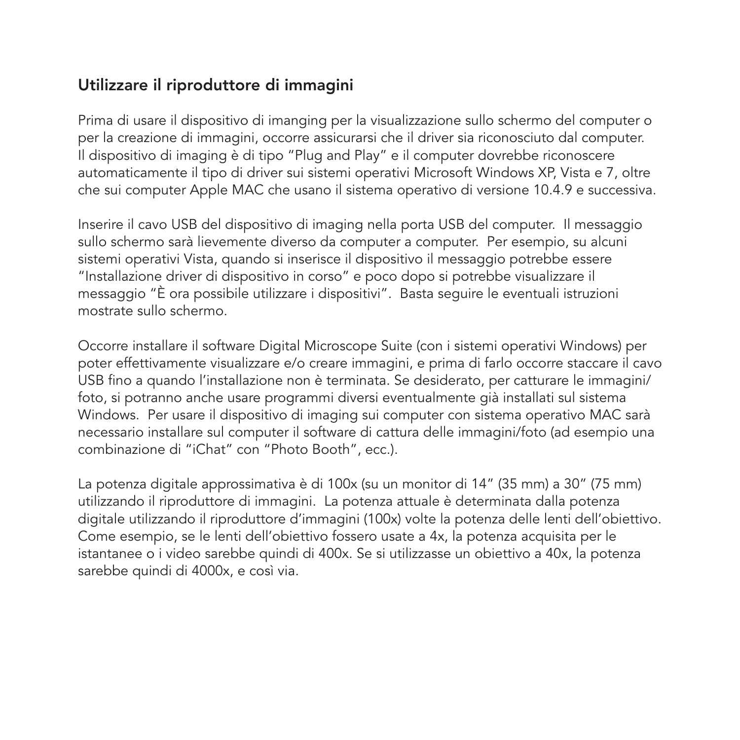## Utilizzare il riproduttore di immagini

Prima di usare il dispositivo di imanging per la visualizzazione sullo schermo del computer o per la creazione di immagini, occorre assicurarsi che il driver sia riconosciuto dal computer. Il dispositivo di imaging è di tipo "Plug and Play" e il computer dovrebbe riconoscere automaticamente il tipo di driver sui sistemi operativi Microsoft Windows XP, Vista e 7, oltre che sui computer Apple MAC che usano il sistema operativo di versione 10.4.9 e successiva.

Inserire il cavo USB del dispositivo di imaging nella porta USB del computer. Il messaggio sullo schermo sarà lievemente diverso da computer a computer. Per esempio, su alcuni sistemi operativi Vista, quando si inserisce il dispositivo il messaggio potrebbe essere "Installazione driver di dispositivo in corso" e poco dopo si potrebbe visualizzare il messaggio "È ora possibile utilizzare i dispositivi". Basta seguire le eventuali istruzioni mostrate sullo schermo.

Occorre installare il software Digital Microscope Suite (con i sistemi operativi Windows) per poter effettivamente visualizzare e/o creare immagini, e prima di farlo occorre staccare il cavo USB fino a quando l'installazione non è terminata. Se desiderato, per catturare le immagini/foto, si potranno anche usare programmi diversi eventualmente già installati sul sistema Windows. Per usare il dispositivo di imaging sui computer con sistema operativo MAC sarà necessario installare sul computer il software di cattura delle immagini/foto (ad esempio una combinazione di "iChat" con "Photo Booth", ecc.).

La potenza digitale approssimativa è di 100x (su un monitor di 14" (35 mm) a 30" (75 mm) utilizzando il riproduttore di immagini. La potenza attuale è determinata dalla potenza digitale utilizzando il riproduttore d'immagini (100x) volte la potenza delle lenti dell'obiettivo. Come esempio, se le lenti dell'obiettivo fossero usate a 4x, la potenza acquisita per le istantanee o i video sarebbe quindi di 400x. Se si utilizzasse un obiettivo a 40x, la potenza sarebbe quindi di 4000x, e così via.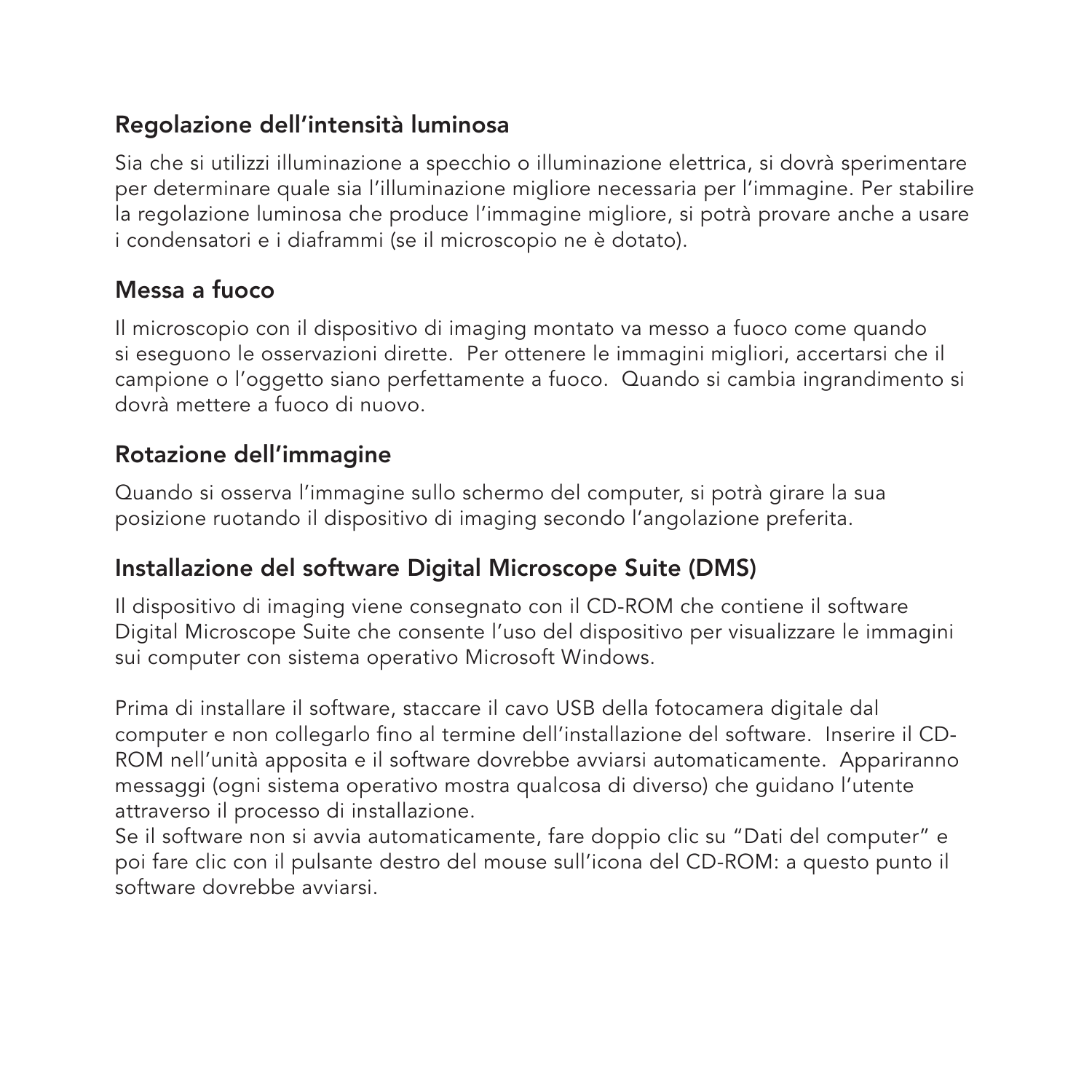## Regolazione dell'intensità luminosa

Sia che si utilizzi illuminazione a specchio o illuminazione elettrica, si dovrà sperimentare per determinare quale sia l'illuminazione migliore necessaria per l'immagine. Per stabilire la regolazione luminosa che produce l'immagine migliore, si potrà provare anche a usare i condensatori e i diaframmi (se il microscopio ne è dotato).

## Messa a fuoco

Il microscopio con il dispositivo di imaging montato va messo a fuoco come quando si eseguono le osservazioni dirette. Per ottenere le immagini migliori, accertarsi che il campione o l'oggetto siano perfettamente a fuoco. Quando si cambia ingrandimento si dovrà mettere a fuoco di nuovo.

## Rotazione dell'immagine

Quando si osserva l'immagine sullo schermo del computer, si potrà girare la sua posizione ruotando il dispositivo di imaging secondo l'angolazione preferita.

## Installazione del software Digital Microscope Suite (DMS)

Il dispositivo di imaging viene consegnato con il CD-ROM che contiene il software Digital Microscope Suite che consente l'uso del dispositivo per visualizzare le immagini sui computer con sistema operativo Microsoft Windows.

Prima di installare il software, staccare il cavo USB della fotocamera digitale dal computer e non collegarlo fino al termine dell'installazione del software. Inserire il CD-ROM nell'unità apposita e il software dovrebbe avviarsi automaticamente. Appariranno messaggi (ogni sistema operativo mostra qualcosa di diverso) che guidano l'utente attraverso il processo di installazione.
Se il software non si avvia automaticamente, fare doppio clic su "Dati del computer" e poi fare clic con il pulsante destro del mouse sull'icona del CD-ROM: a questo punto il software dovrebbe avviarsi.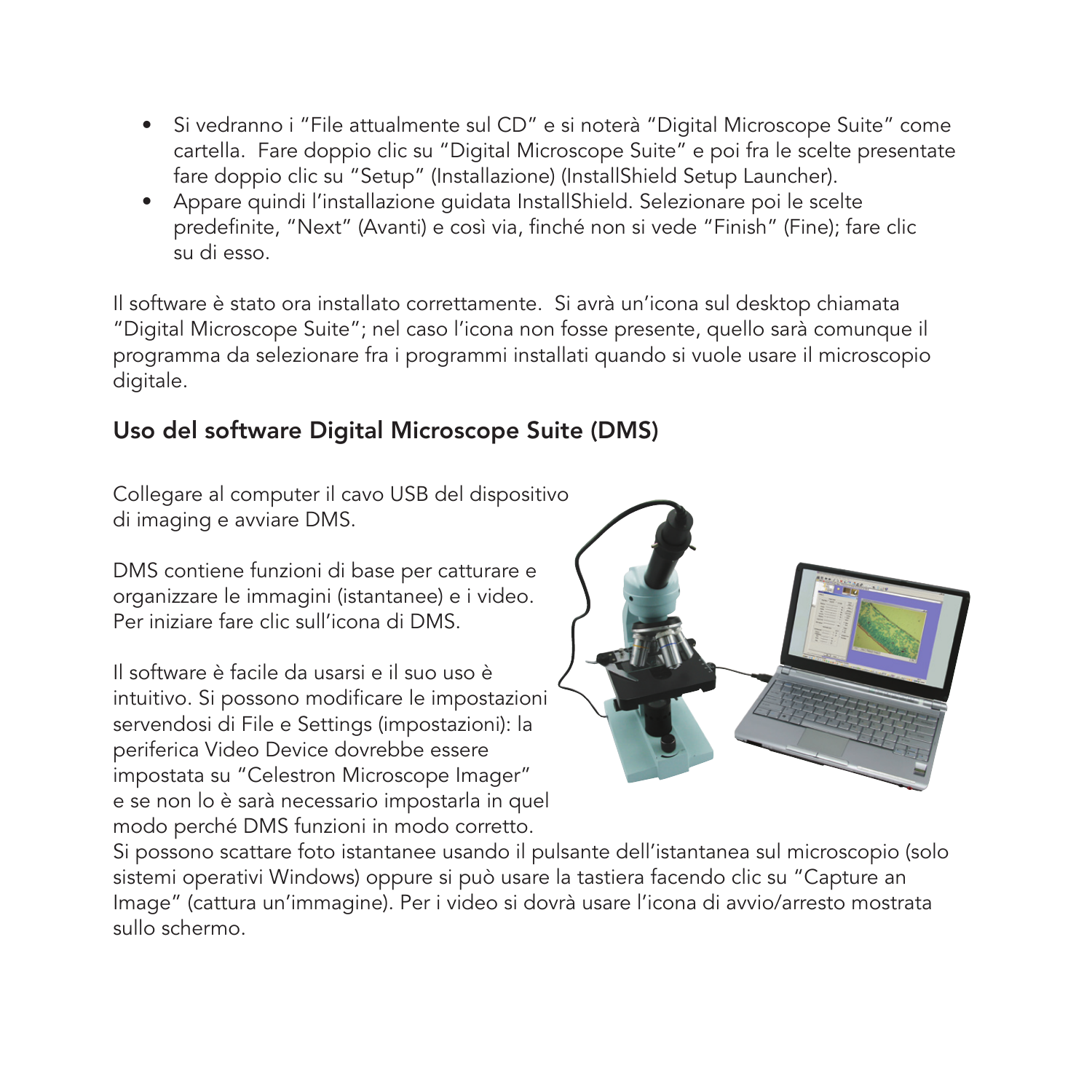- Si vedranno i "File attualmente sul CD" e si noterà "Digital Microscope Suite" come cartella. Fare doppio clic su "Digital Microscope Suite" e poi fra le scelte presentate fare doppio clic su "Setup" (Installazione) (InstallShield Setup Launcher).
- Appare quindi l'installazione guidata InstallShield. Selezionare poi le scelte predefinite, "Next" (Avanti) e così via, finché non si vede "Finish" (Fine); fare clic su di esso.

Il software è stato ora installato correttamente. Si avrà un'icona sul desktop chiamata "Digital Microscope Suite"; nel caso l'icona non fosse presente, quello sarà comunque il programma da selezionare fra i programmi installati quando si vuole usare il microscopio digitale.

## Uso del software Digital Microscope Suite (DMS)

Collegare al computer il cavo USB del dispositivo di imaging e avviare DMS.

DMS contiene funzioni di base per catturare e organizzare le immagini (istantanee) e i video. Per iniziare fare clic sull'icona di DMS.

Il software è facile da usarsi e il suo uso è intuitivo. Si possono modificare le impostazioni servendosi di File e Settings (impostazioni): la periferica Video Device dovrebbe essere impostata su "Celestron Microscope Imager" e se non lo è sarà necessario impostarla in quel modo perché DMS funzioni in modo corretto. Si possono scattare foto istantanee usando il pulsante dell'istantanea sul microscopio (solo sistemi operativi Windows) oppure si può usare la tastiera facendo clic su "Capture an Image" (cattura un'immagine). Per i video si dovrà usare l'icona di avvio/arresto mostrata sullo schermo.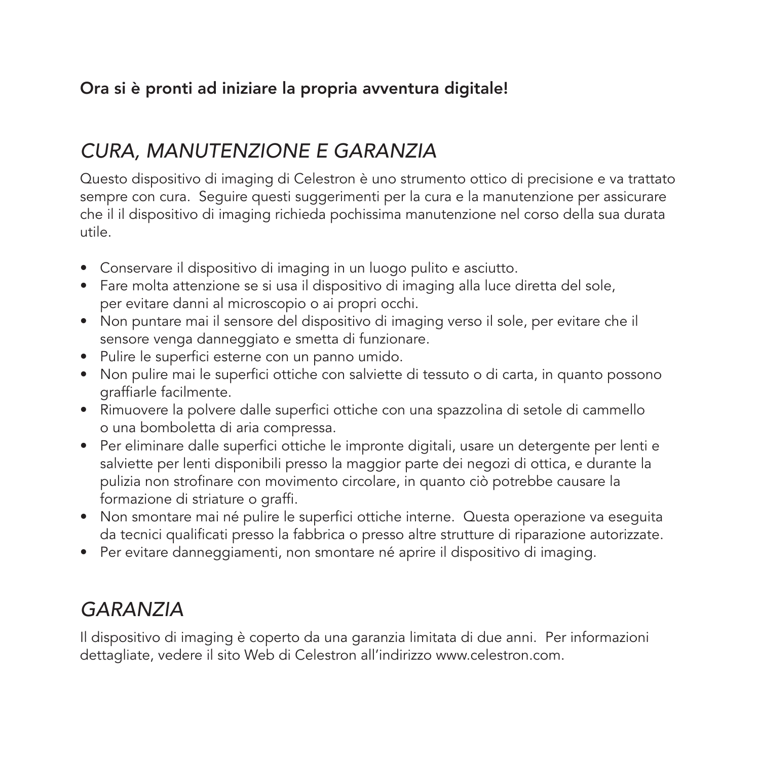**Ora si è pronti ad iniziare la propria avventura digitale!**

## *CURA, MANUTENZIONE E GARANZIA*

Questo dispositivo di imaging di Celestron è uno strumento ottico di precisione e va trattato sempre con cura. Seguire questi suggerimenti per la cura e la manutenzione per assicurare che il il dispositivo di imaging richieda pochissima manutenzione nel corso della sua durata utile.

- Conservare il dispositivo di imaging in un luogo pulito e asciutto.
- Fare molta attenzione se si usa il dispositivo di imaging alla luce diretta del sole, per evitare danni al microscopio o ai propri occhi.
- Non puntare mai il sensore del dispositivo di imaging verso il sole, per evitare che il sensore venga danneggiato e smetta di funzionare.
- Pulire le superfici esterne con un panno umido.
- Non pulire mai le superfici ottiche con salviette di tessuto o di carta, in quanto possono graffiarle facilmente.
- Rimuovere la polvere dalle superfici ottiche con una spazzolina di setole di cammello o una bomboletta di aria compressa.
- Per eliminare dalle superfici ottiche le impronte digitali, usare un detergente per lenti e salviette per lenti disponibili presso la maggior parte dei negozi di ottica, e durante la pulizia non strofinare con movimento circolare, in quanto ciò potrebbe causare la formazione di striature o graffi.
- Non smontare mai né pulire le superfici ottiche interne. Questa operazione va eseguita da tecnici qualificati presso la fabbrica o presso altre strutture di riparazione autorizzate.
- Per evitare danneggiamenti, non smontare né aprire il dispositivo di imaging.

## *GARANZIA*

Il dispositivo di imaging è coperto da una garanzia limitata di due anni. Per informazioni dettagliate, vedere il sito Web di Celestron all'indirizzo www.celestron.com.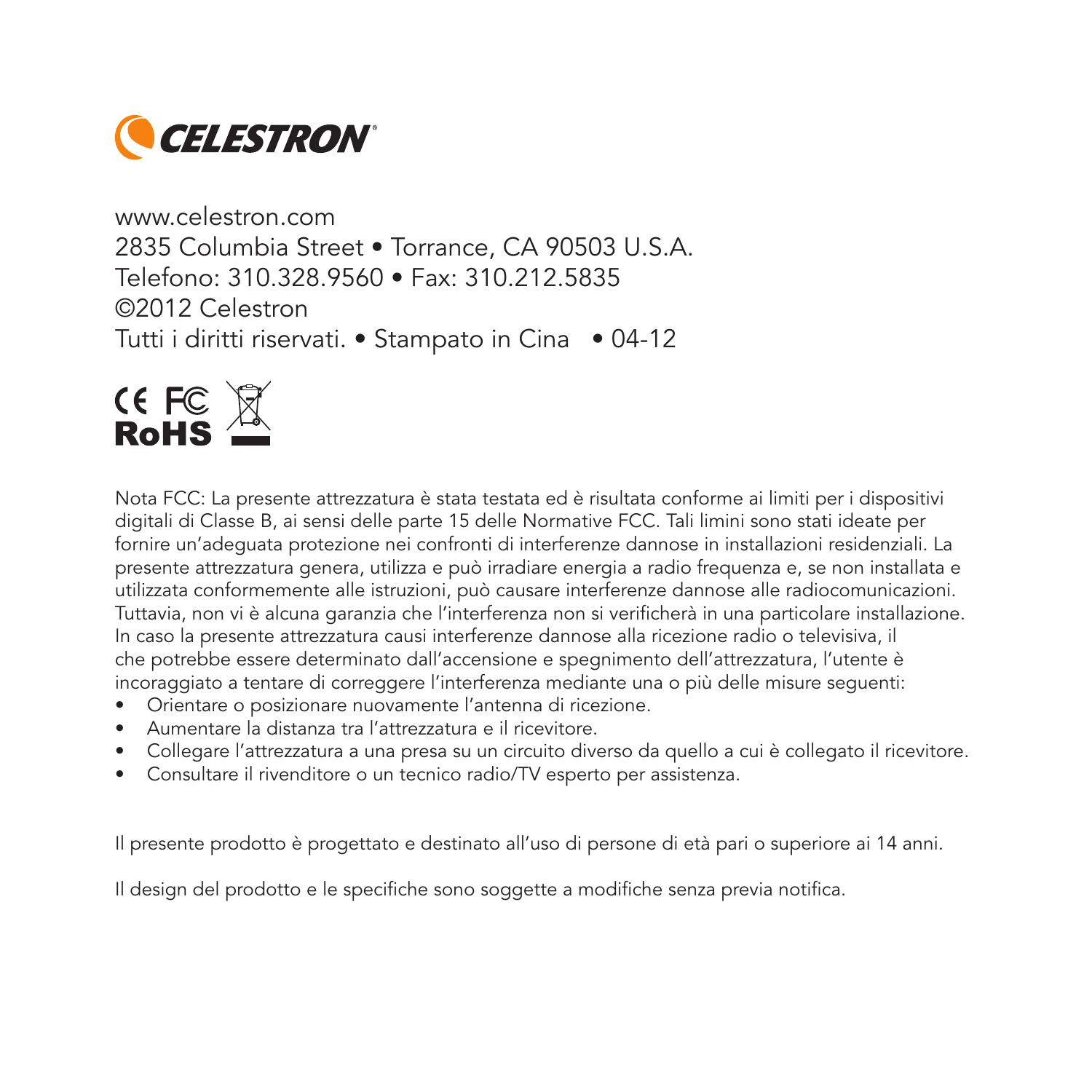CELESTRON

www.celestron.com
2835 Columbia Street • Torrance, CA 90503 U.S.A.
Telefono: 310.328.9560 • Fax: 310.212.5835
©2012 Celestron
Tutti i diritti riservati. • Stampato in Cina • 04-12

CE FC RoHS

Nota FCC: La presente attrezzatura è stata testata ed è risultata conforme ai limiti per i dispositivi digitali di Classe B, ai sensi delle parte 15 delle Normative FCC. Tali limini sono stati ideate per fornire un'adeguata protezione nei confronti di interferenze dannose in installazioni residenziali. La presente attrezzatura genera, utilizza e può irradiare energia a radio frequenza e, se non installata e utilizzata conformemente alle istruzioni, può causare interferenze dannose alle radiocomunicazioni. Tuttavia, non vi è alcuna garanzia che l'interferenza non si verificherà in una particolare installazione. In caso la presente attrezzatura causi interferenze dannose alla ricezione radio o televisiva, il che potrebbe essere determinato dall'accensione e spegnimento dell'attrezzatura, l'utente è incoraggiato a tentare di correggere l'interferenza mediante una o più delle misure seguenti:

- Orientare o posizionare nuovamente l'antenna di ricezione.
- Aumentare la distanza tra l'attrezzatura e il ricevitore.
- Collegare l'attrezzatura a una presa su un circuito diverso da quello a cui è collegato il ricevitore.
- Consultare il rivenditore o un tecnico radio/TV esperto per assistenza.

Il presente prodotto è progettato e destinato all'uso di persone di età pari o superiore ai 14 anni.

Il design del prodotto e le specifiche sono soggette a modifiche senza previa notifica.